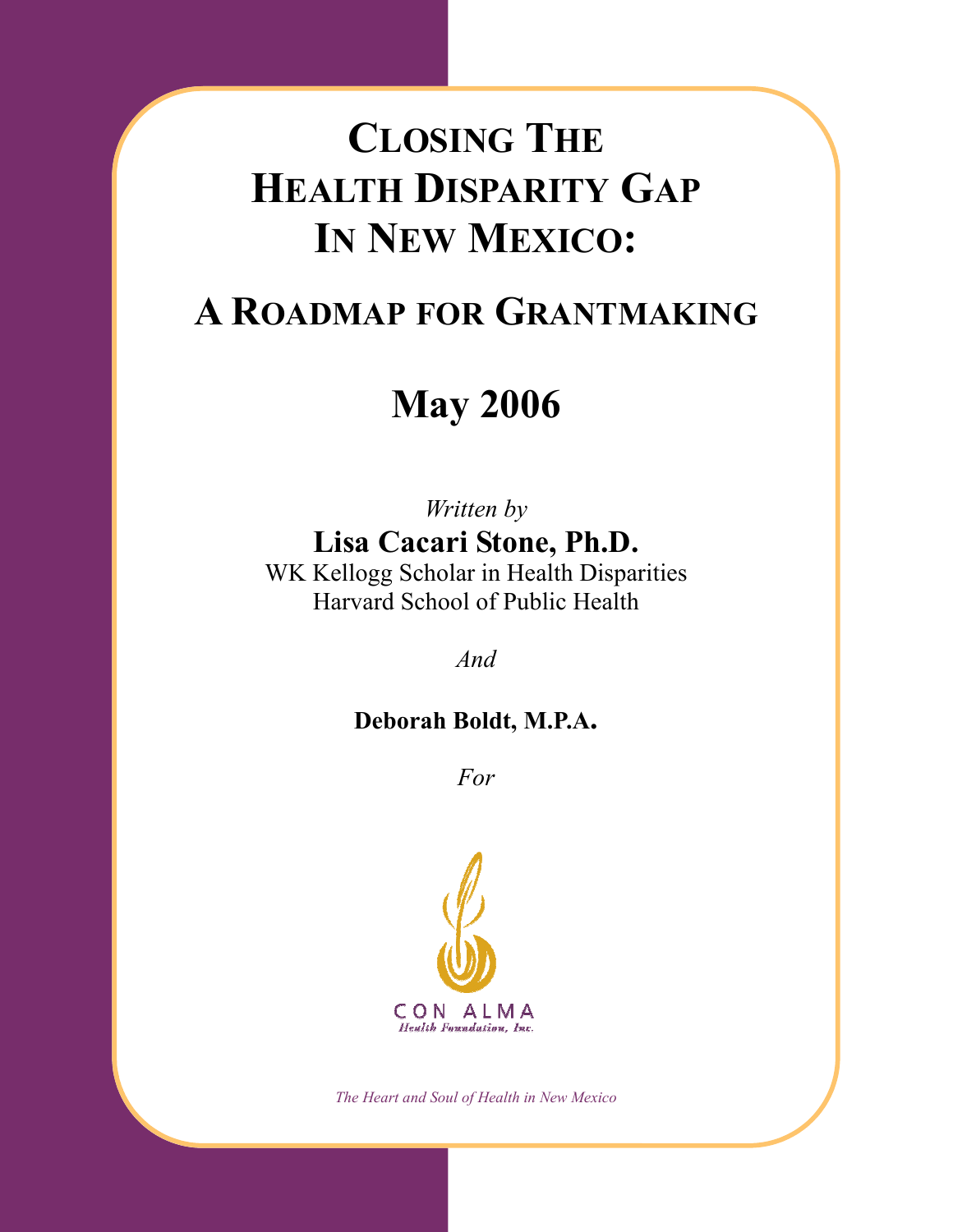# Closing The Health Disparity Gap In New Mexico:

## A Roadmap for Grantmaking

## May 2006

*Written by*

**Lisa Cacari Stone, Ph.D.**

WK Kellogg Scholar in Health Disparities

Harvard School of Public Health

*And*

**Deborah Boldt, M.P.A.**

*For*

CON ALMA

Health Foundation, Inc.

*The Heart and Soul of Health in New Mexico*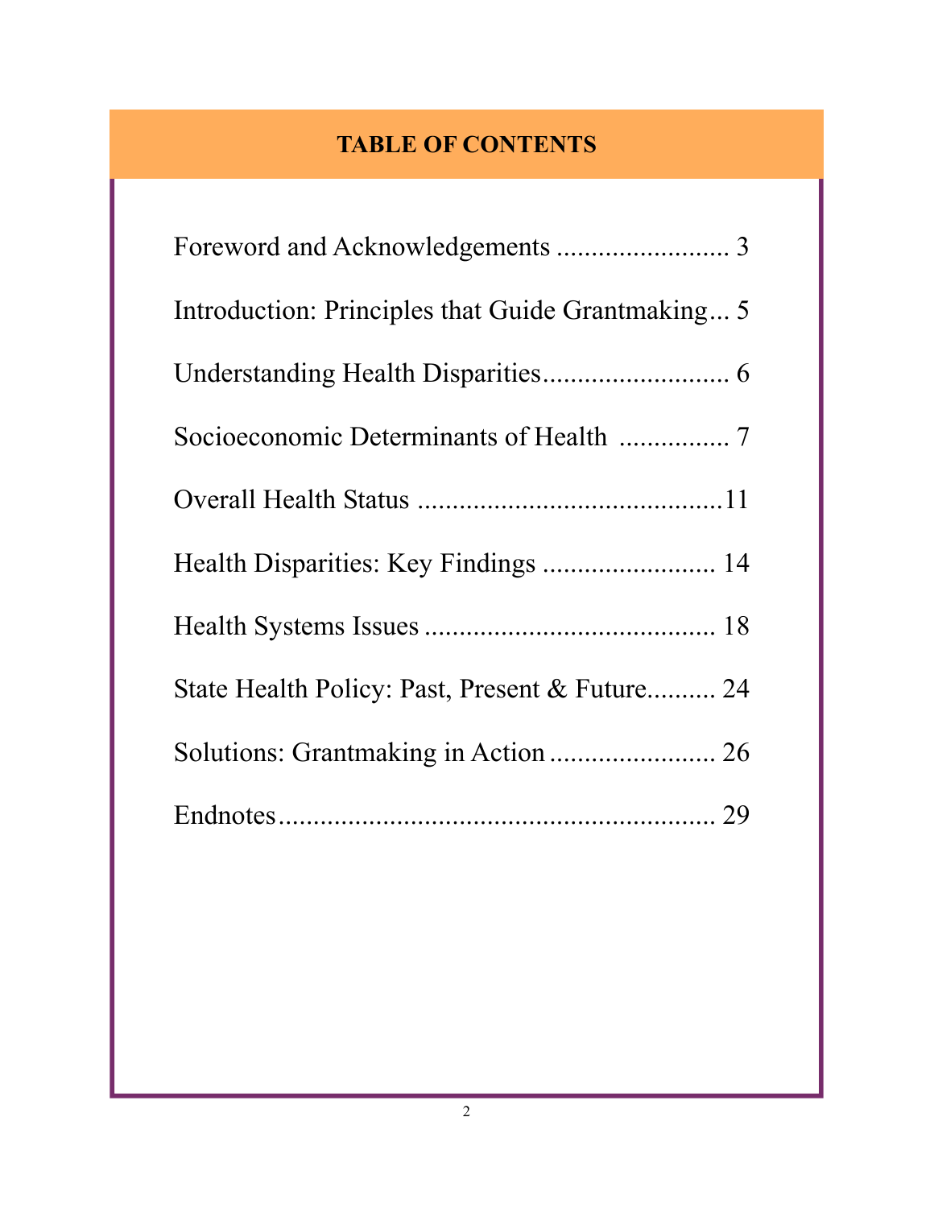# TABLE OF CONTENTS

Foreword and Acknowledgements ......................... 3

Introduction: Principles that Guide Grantmaking... 5

Understanding Health Disparities........................... 6

Socioeconomic Determinants of Health ................ 7

Overall Health Status ............................................11

Health Disparities: Key Findings ......................... 14

Health Systems Issues .......................................... 18

State Health Policy: Past, Present & Future.......... 24

Solutions: Grantmaking in Action ........................ 26

Endnotes............................................................... 29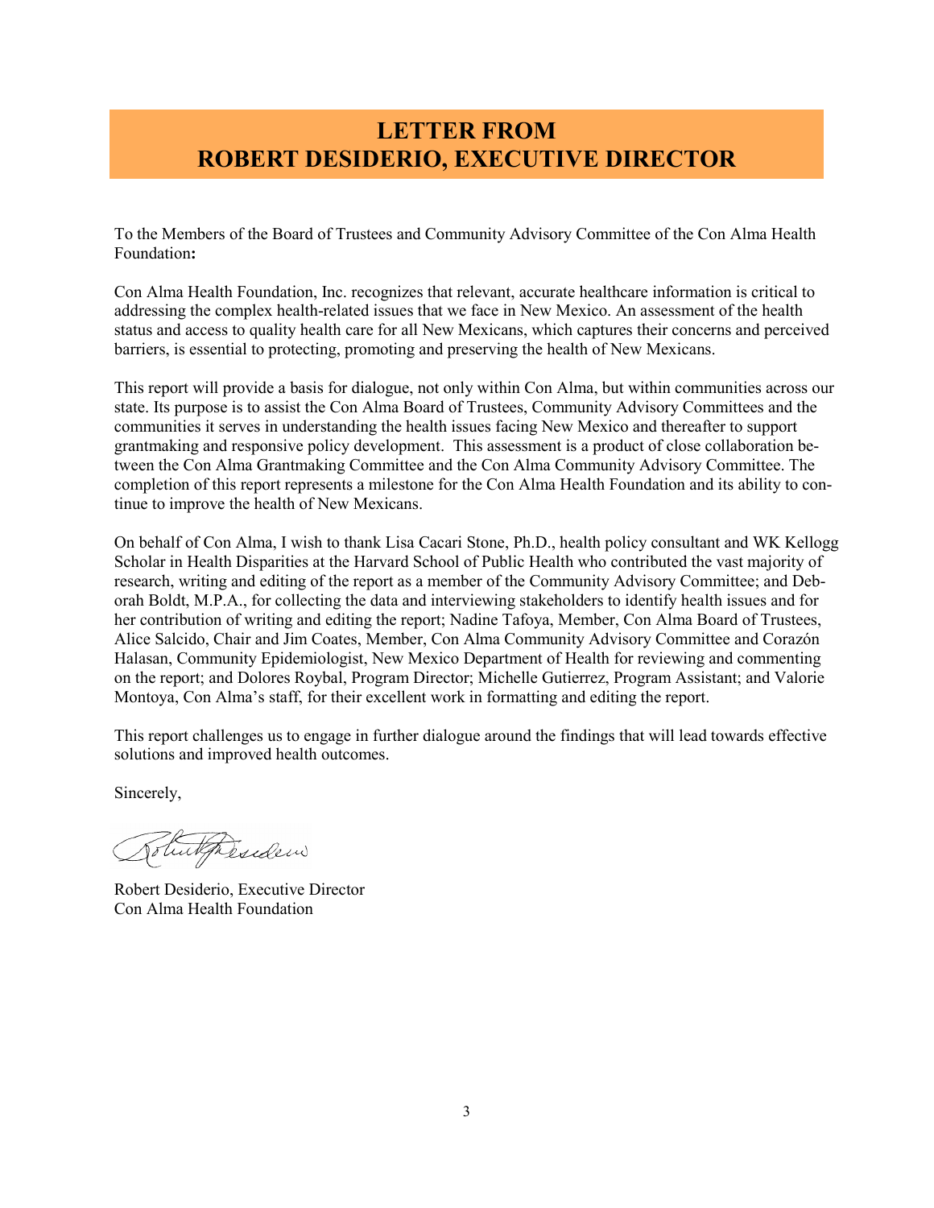# LETTER FROM ROBERT DESIDERIO, EXECUTIVE DIRECTOR

To the Members of the Board of Trustees and Community Advisory Committee of the Con Alma Health Foundation**:**

Con Alma Health Foundation, Inc. recognizes that relevant, accurate healthcare information is critical to addressing the complex health-related issues that we face in New Mexico. An assessment of the health status and access to quality health care for all New Mexicans, which captures their concerns and perceived barriers, is essential to protecting, promoting and preserving the health of New Mexicans.

This report will provide a basis for dialogue, not only within Con Alma, but within communities across our state. Its purpose is to assist the Con Alma Board of Trustees, Community Advisory Committees and the communities it serves in understanding the health issues facing New Mexico and thereafter to support grantmaking and responsive policy development. This assessment is a product of close collaboration between the Con Alma Grantmaking Committee and the Con Alma Community Advisory Committee. The completion of this report represents a milestone for the Con Alma Health Foundation and its ability to continue to improve the health of New Mexicans.

On behalf of Con Alma, I wish to thank Lisa Cacari Stone, Ph.D., health policy consultant and WK Kellogg Scholar in Health Disparities at the Harvard School of Public Health who contributed the vast majority of research, writing and editing of the report as a member of the Community Advisory Committee; and Deborah Boldt, M.P.A., for collecting the data and interviewing stakeholders to identify health issues and for her contribution of writing and editing the report; Nadine Tafoya, Member, Con Alma Board of Trustees, Alice Salcido, Chair and Jim Coates, Member, Con Alma Community Advisory Committee and Corazón Halasan, Community Epidemiologist, New Mexico Department of Health for reviewing and commenting on the report; and Dolores Roybal, Program Director; Michelle Gutierrez, Program Assistant; and Valorie Montoya, Con Alma's staff, for their excellent work in formatting and editing the report.

This report challenges us to engage in further dialogue around the findings that will lead towards effective solutions and improved health outcomes.

Sincerely,

Robert Desiderio, Executive Director
Con Alma Health Foundation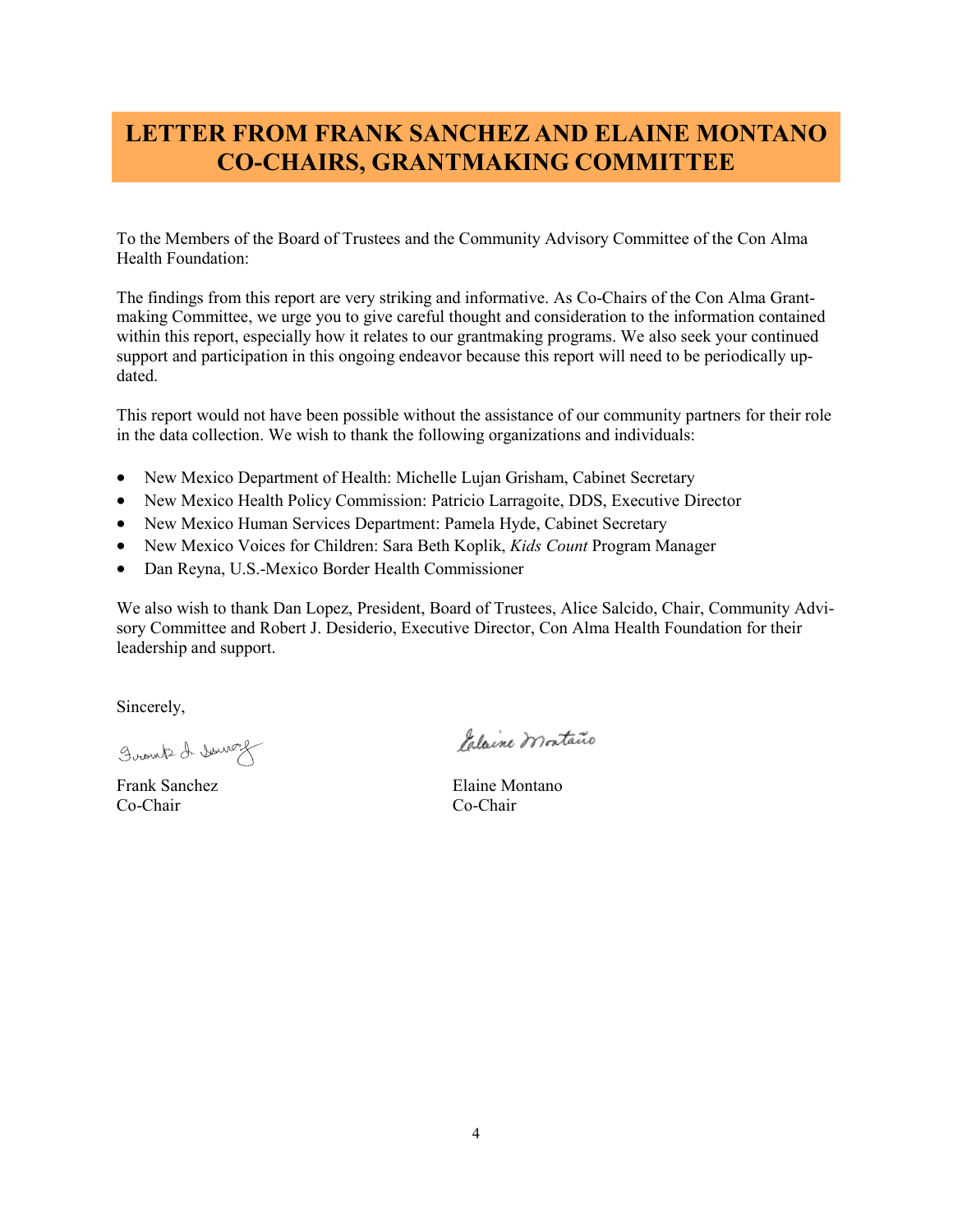# LETTER FROM FRANK SANCHEZ AND ELAINE MONTANO CO-CHAIRS, GRANTMAKING COMMITTEE

To the Members of the Board of Trustees and the Community Advisory Committee of the Con Alma Health Foundation:

The findings from this report are very striking and informative. As Co-Chairs of the Con Alma Grantmaking Committee, we urge you to give careful thought and consideration to the information contained within this report, especially how it relates to our grantmaking programs. We also seek your continued support and participation in this ongoing endeavor because this report will need to be periodically updated.

This report would not have been possible without the assistance of our community partners for their role in the data collection. We wish to thank the following organizations and individuals:

- New Mexico Department of Health: Michelle Lujan Grisham, Cabinet Secretary
- New Mexico Health Policy Commission: Patricio Larragoite, DDS, Executive Director
- New Mexico Human Services Department: Pamela Hyde, Cabinet Secretary
- New Mexico Voices for Children: Sara Beth Koplik, *Kids Count* Program Manager
- Dan Reyna, U.S.-Mexico Border Health Commissioner

We also wish to thank Dan Lopez, President, Board of Trustees, Alice Salcido, Chair, Community Advisory Committee and Robert J. Desiderio, Executive Director, Con Alma Health Foundation for their leadership and support.

Sincerely,

Frank Sanchez
Co-Chair

Elaine Montano
Co-Chair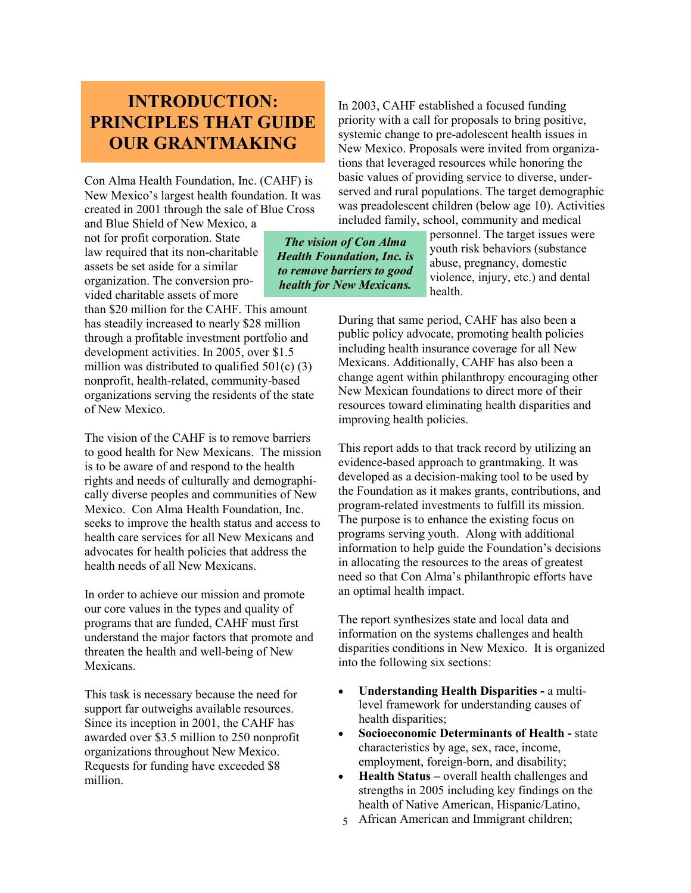# INTRODUCTION: PRINCIPLES THAT GUIDE OUR GRANTMAKING

Con Alma Health Foundation, Inc. (CAHF) is New Mexico's largest health foundation. It was created in 2001 through the sale of Blue Cross and Blue Shield of New Mexico, a not for profit corporation. State law required that its non-charitable assets be set aside for a similar organization. The conversion provided charitable assets of more than $20 million for the CAHF. This amount has steadily increased to nearly $28 million through a profitable investment portfolio and development activities. In 2005, over $1.5 million was distributed to qualified 501(c) (3) nonprofit, health-related, community-based organizations serving the residents of the state of New Mexico.

***The vision of Con Alma Health Foundation, Inc. is to remove barriers to good health for New Mexicans.***

The vision of the CAHF is to remove barriers to good health for New Mexicans. The mission is to be aware of and respond to the health rights and needs of culturally and demographically diverse peoples and communities of New Mexico. Con Alma Health Foundation, Inc. seeks to improve the health status and access to health care services for all New Mexicans and advocates for health policies that address the health needs of all New Mexicans.

In order to achieve our mission and promote our core values in the types and quality of programs that are funded, CAHF must first understand the major factors that promote and threaten the health and well-being of New Mexicans.

This task is necessary because the need for support far outweighs available resources. Since its inception in 2001, the CAHF has awarded over $3.5 million to 250 nonprofit organizations throughout New Mexico. Requests for funding have exceeded $8 million.

In 2003, CAHF established a focused funding priority with a call for proposals to bring positive, systemic change to pre-adolescent health issues in New Mexico. Proposals were invited from organizations that leveraged resources while honoring the basic values of providing service to diverse, underserved and rural populations. The target demographic was preadolescent children (below age 10). Activities included family, school, community and medical personnel. The target issues were youth risk behaviors (substance abuse, pregnancy, domestic violence, injury, etc.) and dental health.

During that same period, CAHF has also been a public policy advocate, promoting health policies including health insurance coverage for all New Mexicans. Additionally, CAHF has also been a change agent within philanthropy encouraging other New Mexican foundations to direct more of their resources toward eliminating health disparities and improving health policies.

This report adds to that track record by utilizing an evidence-based approach to grantmaking. It was developed as a decision-making tool to be used by the Foundation as it makes grants, contributions, and program-related investments to fulfill its mission. The purpose is to enhance the existing focus on programs serving youth. Along with additional information to help guide the Foundation's decisions in allocating the resources to the areas of greatest need so that Con Alma's philanthropic efforts have an optimal health impact.

The report synthesizes state and local data and information on the systems challenges and health disparities conditions in New Mexico. It is organized into the following six sections:

- **Understanding Health Disparities -** a multi-level framework for understanding causes of health disparities;
- **Socioeconomic Determinants of Health -** state characteristics by age, sex, race, income, employment, foreign-born, and disability;
- **Health Status –** overall health challenges and strengths in 2005 including key findings on the health of Native American, Hispanic/Latino, African American and Immigrant children;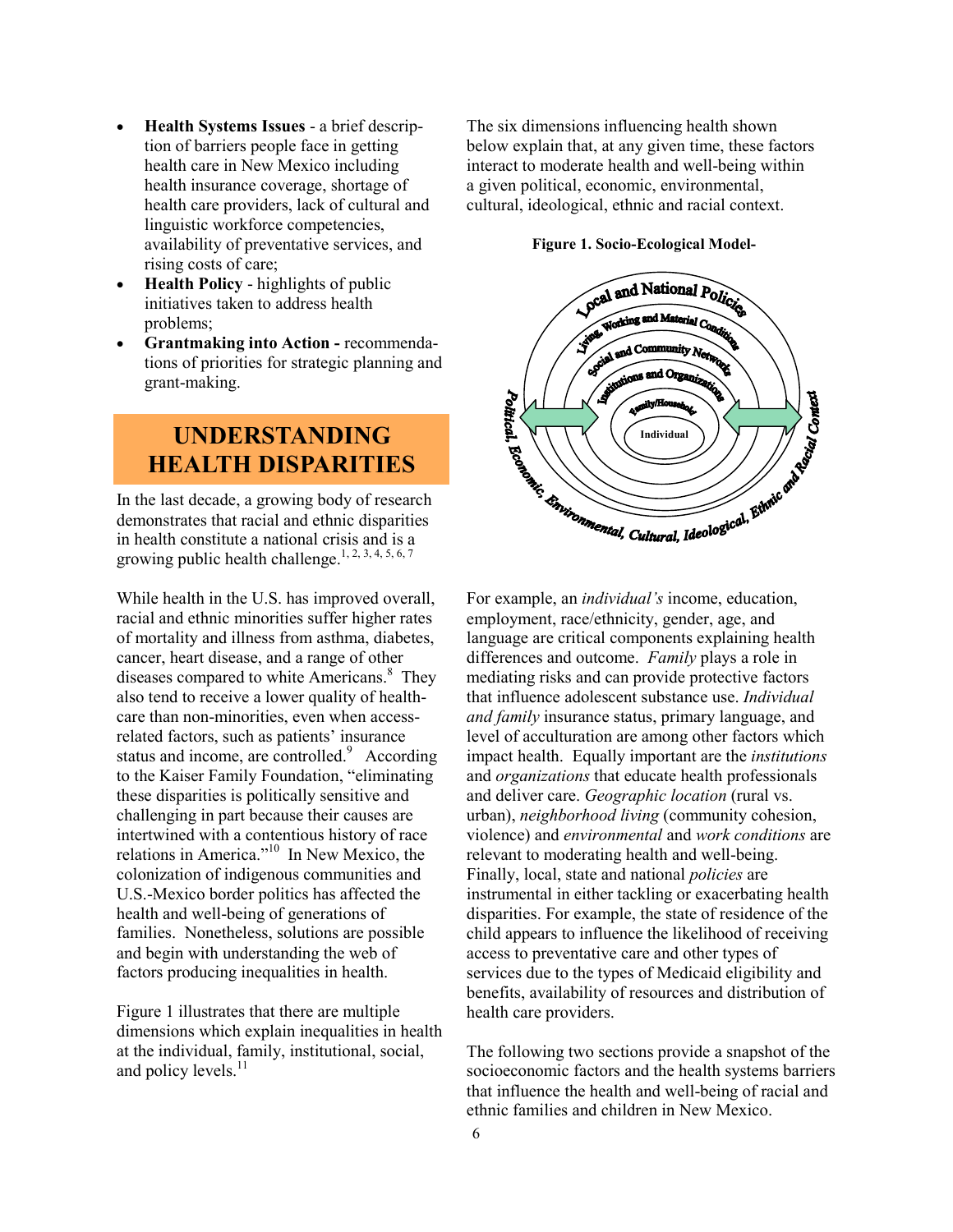- **Health Systems Issues** - a brief description of barriers people face in getting health care in New Mexico including health insurance coverage, shortage of health care providers, lack of cultural and linguistic workforce competencies, availability of preventative services, and rising costs of care;
- **Health Policy** - highlights of public initiatives taken to address health problems;
- **Grantmaking into Action -** recommendations of priorities for strategic planning and grant-making.

## UNDERSTANDING HEALTH DISPARITIES

In the last decade, a growing body of research demonstrates that racial and ethnic disparities in health constitute a national crisis and is a growing public health challenge.[1, 2, 3, 4, 5, 6, 7]

While health in the U.S. has improved overall, racial and ethnic minorities suffer higher rates of mortality and illness from asthma, diabetes, cancer, heart disease, and a range of other diseases compared to white Americans.[8] They also tend to receive a lower quality of healthcare than non-minorities, even when access-related factors, such as patients' insurance status and income, are controlled.[9] According to the Kaiser Family Foundation, "eliminating these disparities is politically sensitive and challenging in part because their causes are intertwined with a contentious history of race relations in America."[10] In New Mexico, the colonization of indigenous communities and U.S.-Mexico border politics has affected the health and well-being of generations of families. Nonetheless, solutions are possible and begin with understanding the web of factors producing inequalities in health.

Figure 1 illustrates that there are multiple dimensions which explain inequalities in health at the individual, family, institutional, social, and policy levels.[11]

The six dimensions influencing health shown below explain that, at any given time, these factors interact to moderate health and well-being within a given political, economic, environmental, cultural, ideological, ethnic and racial context.

**Figure 1. Socio-Ecological Model-**

Local and National Policies; Living, Working and Material Conditions; Social and Community Networks; Institutions and Organizations; Family/Household; Individual; Political, Economic, Environmental, Cultural, Ideological, Ethnic and Racial Context

For example, an *individual's* income, education, employment, race/ethnicity, gender, age, and language are critical components explaining health differences and outcome. *Family* plays a role in mediating risks and can provide protective factors that influence adolescent substance use. *Individual and family* insurance status, primary language, and level of acculturation are among other factors which impact health. Equally important are the *institutions* and *organizations* that educate health professionals and deliver care. *Geographic location* (rural vs. urban), *neighborhood living* (community cohesion, violence) and *environmental* and *work conditions* are relevant to moderating health and well-being. Finally, local, state and national *policies* are instrumental in either tackling or exacerbating health disparities. For example, the state of residence of the child appears to influence the likelihood of receiving access to preventative care and other types of services due to the types of Medicaid eligibility and benefits, availability of resources and distribution of health care providers.

The following two sections provide a snapshot of the socioeconomic factors and the health systems barriers that influence the health and well-being of racial and ethnic families and children in New Mexico.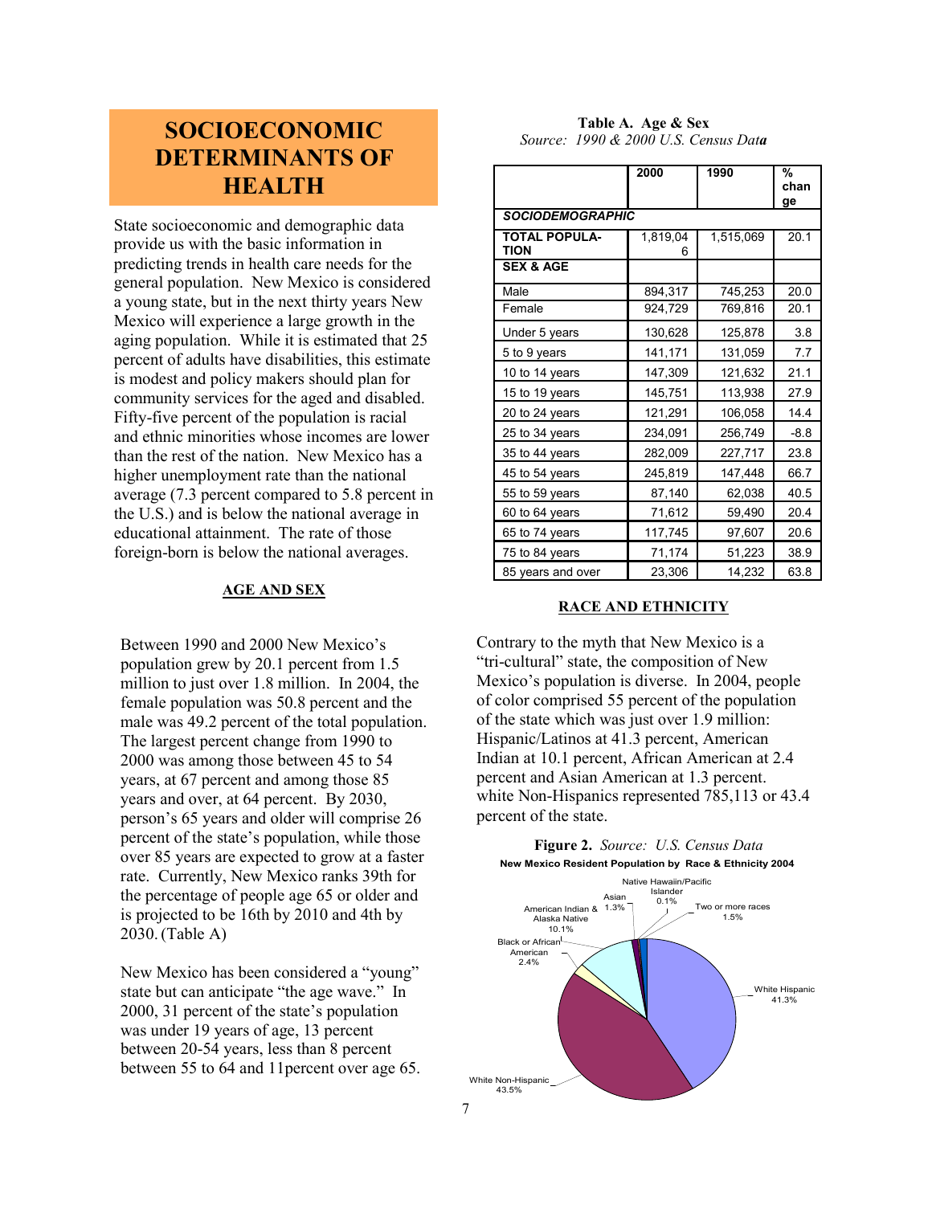# SOCIOECONOMIC DETERMINANTS OF HEALTH

State socioeconomic and demographic data provide us with the basic information in predicting trends in health care needs for the general population. New Mexico is considered a young state, but in the next thirty years New Mexico will experience a large growth in the aging population. While it is estimated that 25 percent of adults have disabilities, this estimate is modest and policy makers should plan for community services for the aged and disabled. Fifty-five percent of the population is racial and ethnic minorities whose incomes are lower than the rest of the nation. New Mexico has a higher unemployment rate than the national average (7.3 percent compared to 5.8 percent in the U.S.) and is below the national average in educational attainment. The rate of those foreign-born is below the national averages.

## AGE AND SEX

Between 1990 and 2000 New Mexico's population grew by 20.1 percent from 1.5 million to just over 1.8 million. In 2004, the female population was 50.8 percent and the male was 49.2 percent of the total population. The largest percent change from 1990 to 2000 was among those between 45 to 54 years, at 67 percent and among those 85 years and over, at 64 percent. By 2030, person's 65 years and older will comprise 26 percent of the state's population, while those over 85 years are expected to grow at a faster rate. Currently, New Mexico ranks 39th for the percentage of people age 65 or older and is projected to be 16th by 2010 and 4th by 2030. (Table A)

New Mexico has been considered a "young" state but can anticipate "the age wave." In 2000, 31 percent of the state's population was under 19 years of age, 13 percent between 20-54 years, less than 8 percent between 55 to 64 and 11percent over age 65.

**Table A. Age & Sex**
*Source: 1990 & 2000 U.S. Census Data*

| | 2000 | 1990 | % change |
|---|---|---|---|
| ***SOCIODEMOGRAPHIC*** | | | |
| **TOTAL POPULATION** | 1,819,046 | 1,515,069 | 20.1 |
| **SEX & AGE** | | | |
| Male | 894,317 | 745,253 | 20.0 |
| Female | 924,729 | 769,816 | 20.1 |
| Under 5 years | 130,628 | 125,878 | 3.8 |
| 5 to 9 years | 141,171 | 131,059 | 7.7 |
| 10 to 14 years | 147,309 | 121,632 | 21.1 |
| 15 to 19 years | 145,751 | 113,938 | 27.9 |
| 20 to 24 years | 121,291 | 106,058 | 14.4 |
| 25 to 34 years | 234,091 | 256,749 | -8.8 |
| 35 to 44 years | 282,009 | 227,717 | 23.8 |
| 45 to 54 years | 245,819 | 147,448 | 66.7 |
| 55 to 59 years | 87,140 | 62,038 | 40.5 |
| 60 to 64 years | 71,612 | 59,490 | 20.4 |
| 65 to 74 years | 117,745 | 97,607 | 20.6 |
| 75 to 84 years | 71,174 | 51,223 | 38.9 |
| 85 years and over | 23,306 | 14,232 | 63.8 |

## RACE AND ETHNICITY

Contrary to the myth that New Mexico is a "tri-cultural" state, the composition of New Mexico's population is diverse. In 2004, people of color comprised 55 percent of the population of the state which was just over 1.9 million: Hispanic/Latinos at 41.3 percent, American Indian at 10.1 percent, African American at 2.4 percent and Asian American at 1.3 percent. white Non-Hispanics represented 785,113 or 43.4 percent of the state.

**Figure 2.** *Source: U.S. Census Data*

**New Mexico Resident Population by Race & Ethnicity 2004**

- White Hispanic 41.3%
- White Non-Hispanic 43.5%
- Black or African American 2.4%
- American Indian & Alaska Native 10.1%
- Asian 1.3%
- Native Hawaiin/Pacific Islander 0.1%
- Two or more races 1.5%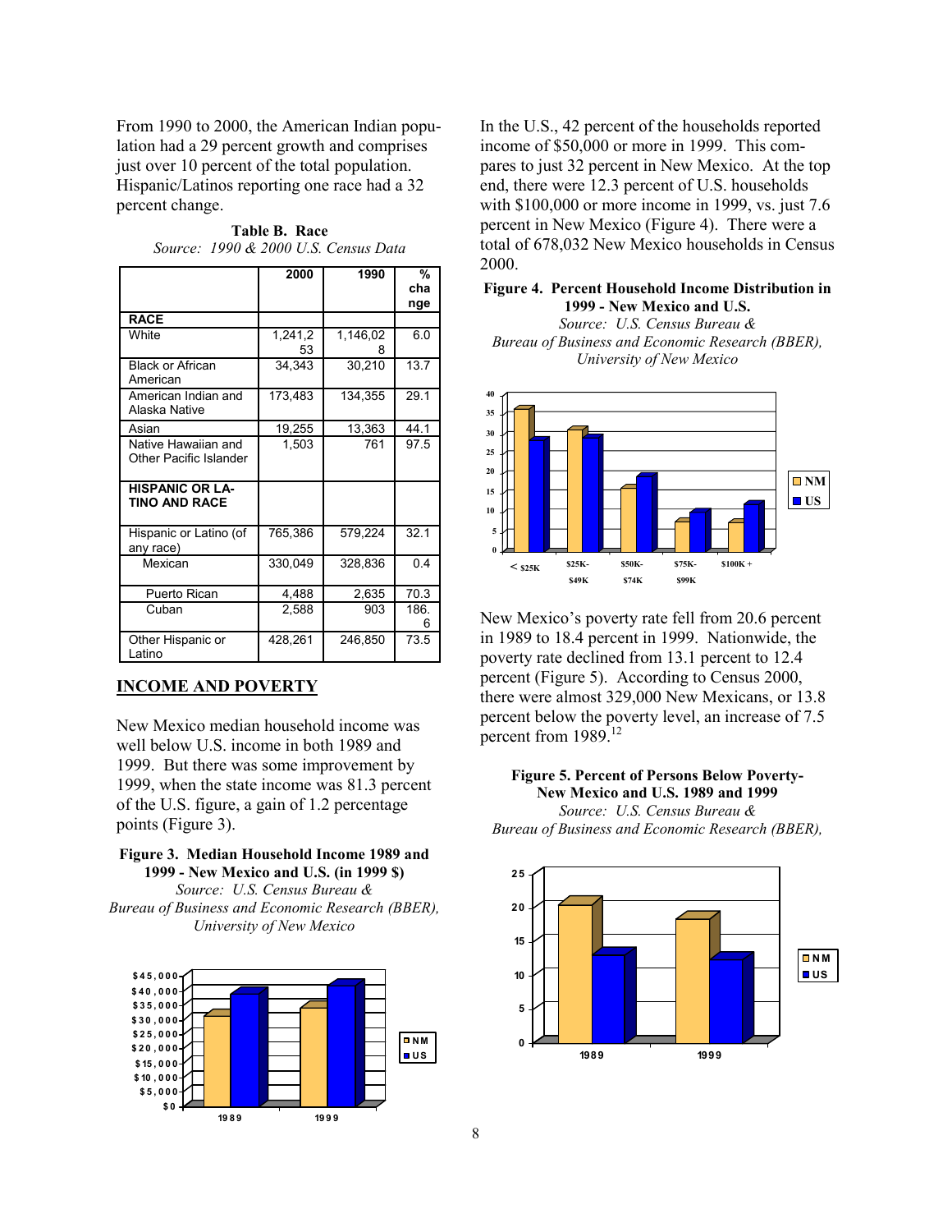From 1990 to 2000, the American Indian population had a 29 percent growth and comprises just over 10 percent of the total population. Hispanic/Latinos reporting one race had a 32 percent change.

**Table B. Race**
*Source: 1990 & 2000 U.S. Census Data*

| | 2000 | 1990 | % change |
|---|---|---|---|
| **RACE** | | | |
| White | 1,241,253 | 1,146,028 | 6.0 |
| Black or African American | 34,343 | 30,210 | 13.7 |
| American Indian and Alaska Native | 173,483 | 134,355 | 29.1 |
| Asian | 19,255 | 13,363 | 44.1 |
| Native Hawaiian and Other Pacific Islander | 1,503 | 761 | 97.5 |
| **HISPANIC OR LATINO AND RACE** | | | |
| Hispanic or Latino (of any race) | 765,386 | 579,224 | 32.1 |
| Mexican | 330,049 | 328,836 | 0.4 |
| Puerto Rican | 4,488 | 2,635 | 70.3 |
| Cuban | 2,588 | 903 | 186.6 |
| Other Hispanic or Latino | 428,261 | 246,850 | 73.5 |

## INCOME AND POVERTY

New Mexico median household income was well below U.S. income in both 1989 and 1999. But there was some improvement by 1999, when the state income was 81.3 percent of the U.S. figure, a gain of 1.2 percentage points (Figure 3).

**Figure 3. Median Household Income 1989 and 1999 - New Mexico and U.S. (in 1999 $)**
*Source: U.S. Census Bureau & Bureau of Business and Economic Research (BBER), University of New Mexico*

In the U.S., 42 percent of the households reported income of $50,000 or more in 1999. This compares to just 32 percent in New Mexico. At the top end, there were 12.3 percent of U.S. households with $100,000 or more income in 1999, vs. just 7.6 percent in New Mexico (Figure 4). There were a total of 678,032 New Mexico households in Census 2000.

**Figure 4. Percent Household Income Distribution in 1999 - New Mexico and U.S.**
*Source: U.S. Census Bureau & Bureau of Business and Economic Research (BBER), University of New Mexico*

New Mexico's poverty rate fell from 20.6 percent in 1989 to 18.4 percent in 1999. Nationwide, the poverty rate declined from 13.1 percent to 12.4 percent (Figure 5). According to Census 2000, there were almost 329,000 New Mexicans, or 13.8 percent below the poverty level, an increase of 7.5 percent from 1989.[12]

**Figure 5. Percent of Persons Below Poverty- New Mexico and U.S. 1989 and 1999**
*Source: U.S. Census Bureau & Bureau of Business and Economic Research (BBER),*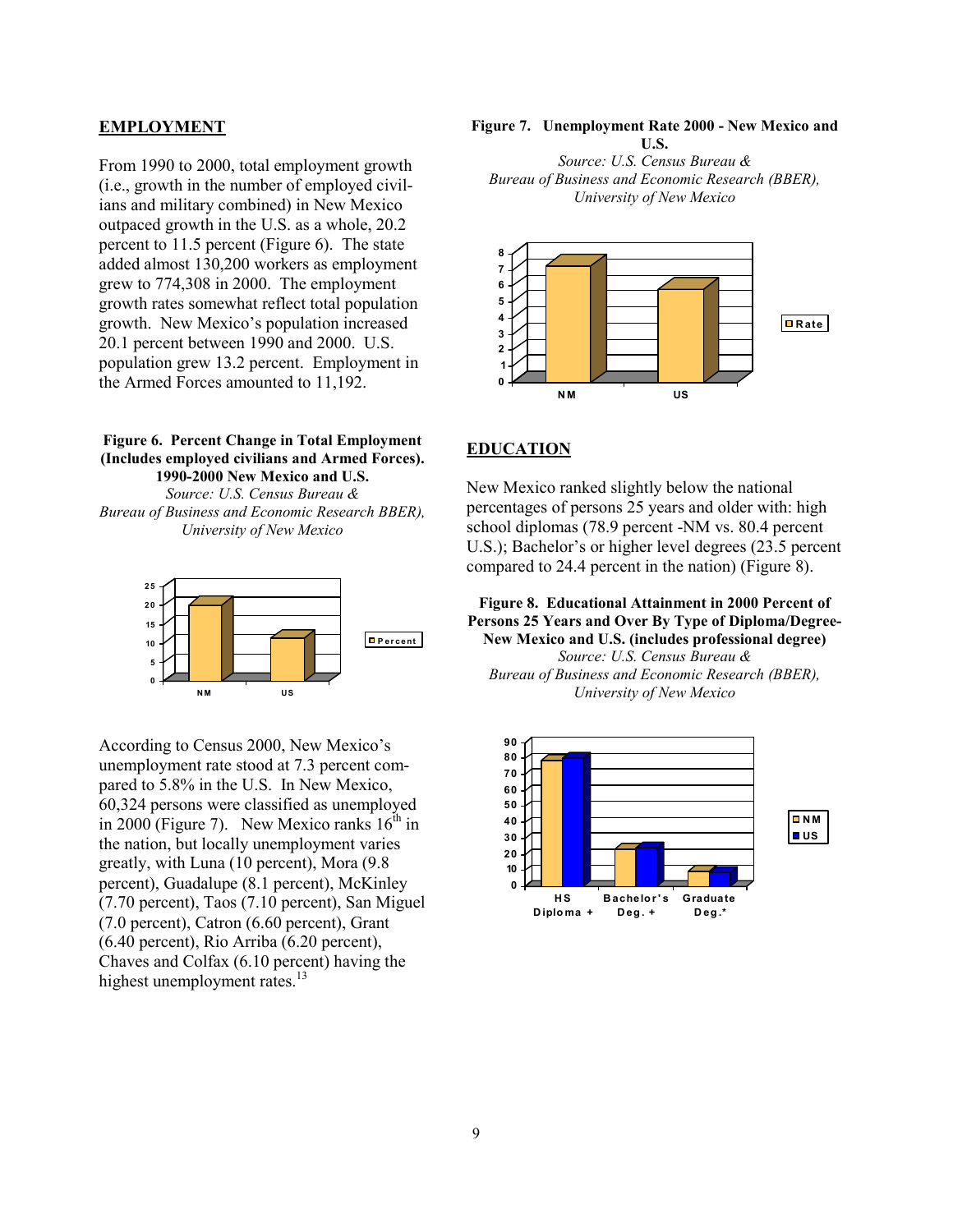## EMPLOYMENT

From 1990 to 2000, total employment growth (i.e., growth in the number of employed civilians and military combined) in New Mexico outpaced growth in the U.S. as a whole, 20.2 percent to 11.5 percent (Figure 6). The state added almost 130,200 workers as employment grew to 774,308 in 2000. The employment growth rates somewhat reflect total population growth. New Mexico's population increased 20.1 percent between 1990 and 2000. U.S. population grew 13.2 percent. Employment in the Armed Forces amounted to 11,192.

**Figure 6. Percent Change in Total Employment (Includes employed civilians and Armed Forces). 1990-2000 New Mexico and U.S.**
*Source: U.S. Census Bureau & Bureau of Business and Economic Research BBER), University of New Mexico*

According to Census 2000, New Mexico's unemployment rate stood at 7.3 percent compared to 5.8% in the U.S. In New Mexico, 60,324 persons were classified as unemployed in 2000 (Figure 7). New Mexico ranks 16th in the nation, but locally unemployment varies greatly, with Luna (10 percent), Mora (9.8 percent), Guadalupe (8.1 percent), McKinley (7.70 percent), Taos (7.10 percent), San Miguel (7.0 percent), Catron (6.60 percent), Grant (6.40 percent), Rio Arriba (6.20 percent), Chaves and Colfax (6.10 percent) having the highest unemployment rates.[13]

**Figure 7. Unemployment Rate 2000 - New Mexico and U.S.**
*Source: U.S. Census Bureau & Bureau of Business and Economic Research (BBER), University of New Mexico*

## EDUCATION

New Mexico ranked slightly below the national percentages of persons 25 years and older with: high school diplomas (78.9 percent -NM vs. 80.4 percent U.S.); Bachelor's or higher level degrees (23.5 percent compared to 24.4 percent in the nation) (Figure 8).

**Figure 8. Educational Attainment in 2000 Percent of Persons 25 Years and Over By Type of Diploma/Degree- New Mexico and U.S. (includes professional degree)**
*Source: U.S. Census Bureau & Bureau of Business and Economic Research (BBER), University of New Mexico*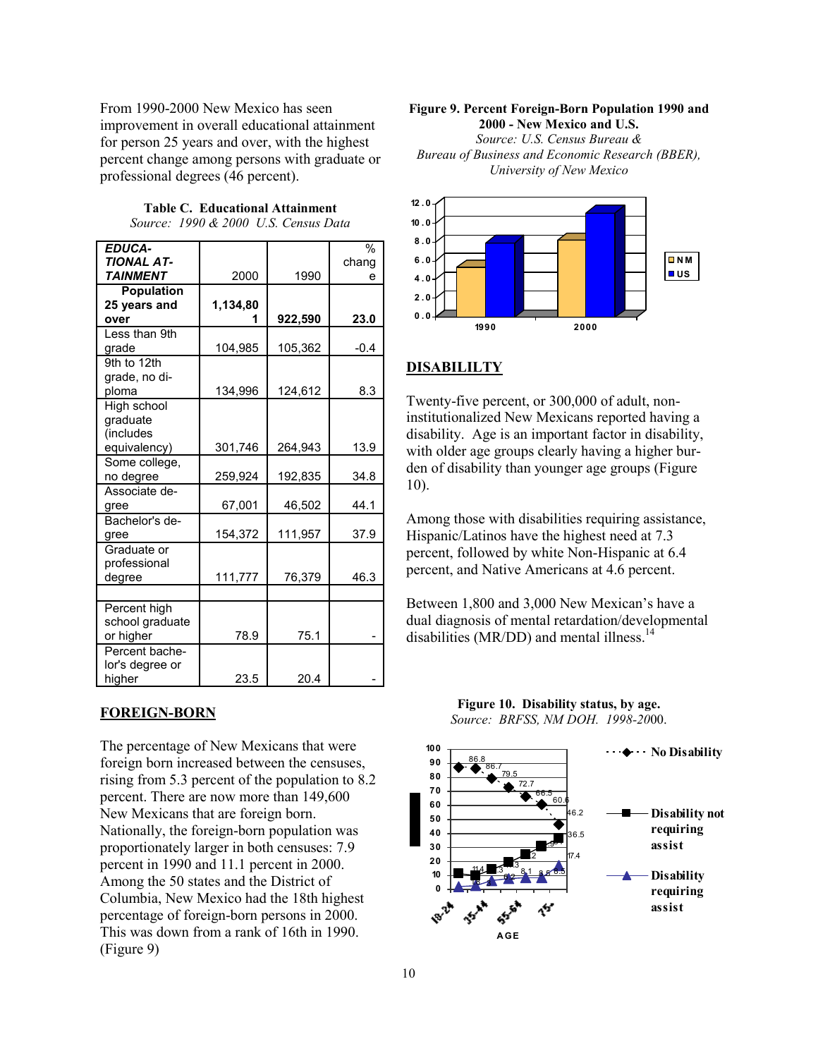From 1990-2000 New Mexico has seen improvement in overall educational attainment for person 25 years and over, with the highest percent change among persons with graduate or professional degrees (46 percent).

**Table C. Educational Attainment**
*Source: 1990 & 2000 U.S. Census Data*

| *EDUCATIONAL ATTAINMENT* | 2000 | 1990 | % change |
|---|---|---|---|
| **Population 25 years and over** | **1,134,801** | **922,590** | **23.0** |
| Less than 9th grade | 104,985 | 105,362 | -0.4 |
| 9th to 12th grade, no diploma | 134,996 | 124,612 | 8.3 |
| High school graduate (includes equivalency) | 301,746 | 264,943 | 13.9 |
| Some college, no degree | 259,924 | 192,835 | 34.8 |
| Associate degree | 67,001 | 46,502 | 44.1 |
| Bachelor's degree | 154,372 | 111,957 | 37.9 |
| Graduate or professional degree | 111,777 | 76,379 | 46.3 |
| | | | |
| Percent high school graduate or higher | 78.9 | 75.1 | - |
| Percent bachelor's degree or higher | 23.5 | 20.4 | - |

## FOREIGN-BORN

The percentage of New Mexicans that were foreign born increased between the censuses, rising from 5.3 percent of the population to 8.2 percent. There are now more than 149,600 New Mexicans that are foreign born. Nationally, the foreign-born population was proportionately larger in both censuses: 7.9 percent in 1990 and 11.1 percent in 2000. Among the 50 states and the District of Columbia, New Mexico had the 18th highest percentage of foreign-born persons in 2000. This was down from a rank of 16th in 1990. (Figure 9)

**Figure 9. Percent Foreign-Born Population 1990 and 2000 - New Mexico and U.S.**
*Source: U.S. Census Bureau & Bureau of Business and Economic Research (BBER), University of New Mexico*

## DISABILILTY

Twenty-five percent, or 300,000 of adult, non-institutionalized New Mexicans reported having a disability. Age is an important factor in disability, with older age groups clearly having a higher burden of disability than younger age groups (Figure 10).

Among those with disabilities requiring assistance, Hispanic/Latinos have the highest need at 7.3 percent, followed by white Non-Hispanic at 6.4 percent, and Native Americans at 4.6 percent.

Between 1,800 and 3,000 New Mexican's have a dual diagnosis of mental retardation/developmental disabilities (MR/DD) and mental illness.[14]

**Figure 10. Disability status, by age.**
*Source: BRFSS, NM DOH. 1998-2000.*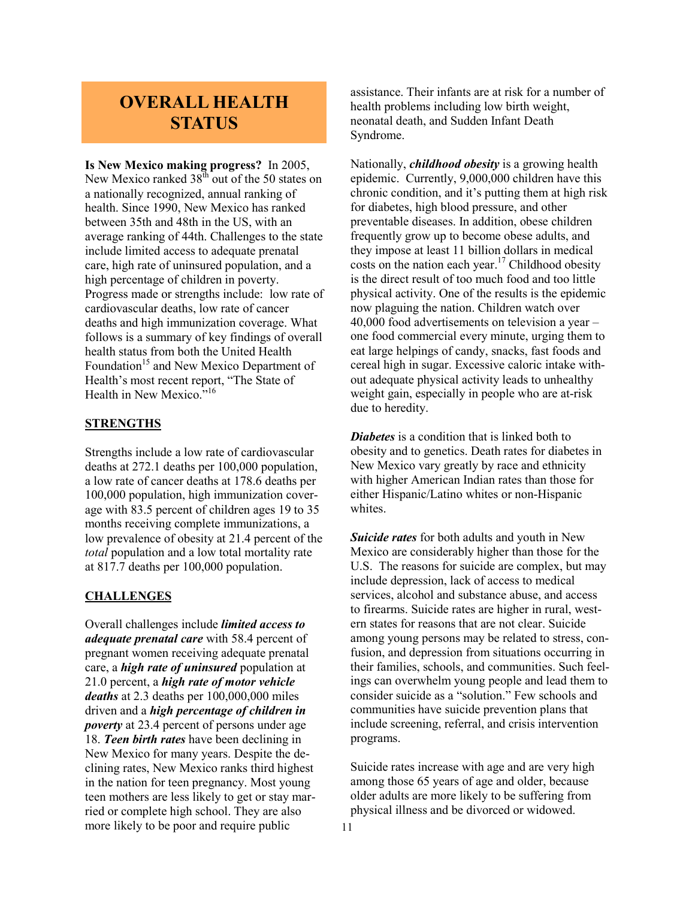# OVERALL HEALTH STATUS

**Is New Mexico making progress?** In 2005, New Mexico ranked 38th out of the 50 states on a nationally recognized, annual ranking of health. Since 1990, New Mexico has ranked between 35th and 48th in the US, with an average ranking of 44th. Challenges to the state include limited access to adequate prenatal care, high rate of uninsured population, and a high percentage of children in poverty. Progress made or strengths include: low rate of cardiovascular deaths, low rate of cancer deaths and high immunization coverage. What follows is a summary of key findings of overall health status from both the United Health Foundation[15] and New Mexico Department of Health's most recent report, "The State of Health in New Mexico."[16]

## STRENGTHS

Strengths include a low rate of cardiovascular deaths at 272.1 deaths per 100,000 population, a low rate of cancer deaths at 178.6 deaths per 100,000 population, high immunization coverage with 83.5 percent of children ages 19 to 35 months receiving complete immunizations, a low prevalence of obesity at 21.4 percent of the *total* population and a low total mortality rate at 817.7 deaths per 100,000 population.

## CHALLENGES

Overall challenges include ***limited access to adequate prenatal care*** with 58.4 percent of pregnant women receiving adequate prenatal care, a ***high rate of uninsured*** population at 21.0 percent, a ***high rate of motor vehicle deaths*** at 2.3 deaths per 100,000,000 miles driven and a ***high percentage of children in poverty*** at 23.4 percent of persons under age 18. ***Teen birth rates*** have been declining in New Mexico for many years. Despite the declining rates, New Mexico ranks third highest in the nation for teen pregnancy. Most young teen mothers are less likely to get or stay married or complete high school. They are also more likely to be poor and require public assistance. Their infants are at risk for a number of health problems including low birth weight, neonatal death, and Sudden Infant Death Syndrome.

Nationally, ***childhood obesity*** is a growing health epidemic. Currently, 9,000,000 children have this chronic condition, and it's putting them at high risk for diabetes, high blood pressure, and other preventable diseases. In addition, obese children frequently grow up to become obese adults, and they impose at least 11 billion dollars in medical costs on the nation each year.[17] Childhood obesity is the direct result of too much food and too little physical activity. One of the results is the epidemic now plaguing the nation. Children watch over 40,000 food advertisements on television a year – one food commercial every minute, urging them to eat large helpings of candy, snacks, fast foods and cereal high in sugar. Excessive caloric intake without adequate physical activity leads to unhealthy weight gain, especially in people who are at-risk due to heredity.

***Diabetes*** is a condition that is linked both to obesity and to genetics. Death rates for diabetes in New Mexico vary greatly by race and ethnicity with higher American Indian rates than those for either Hispanic/Latino whites or non-Hispanic whites.

***Suicide rates*** for both adults and youth in New Mexico are considerably higher than those for the U.S. The reasons for suicide are complex, but may include depression, lack of access to medical services, alcohol and substance abuse, and access to firearms. Suicide rates are higher in rural, western states for reasons that are not clear. Suicide among young persons may be related to stress, confusion, and depression from situations occurring in their families, schools, and communities. Such feelings can overwhelm young people and lead them to consider suicide as a "solution." Few schools and communities have suicide prevention plans that include screening, referral, and crisis intervention programs.

Suicide rates increase with age and are very high among those 65 years of age and older, because older adults are more likely to be suffering from physical illness and be divorced or widowed.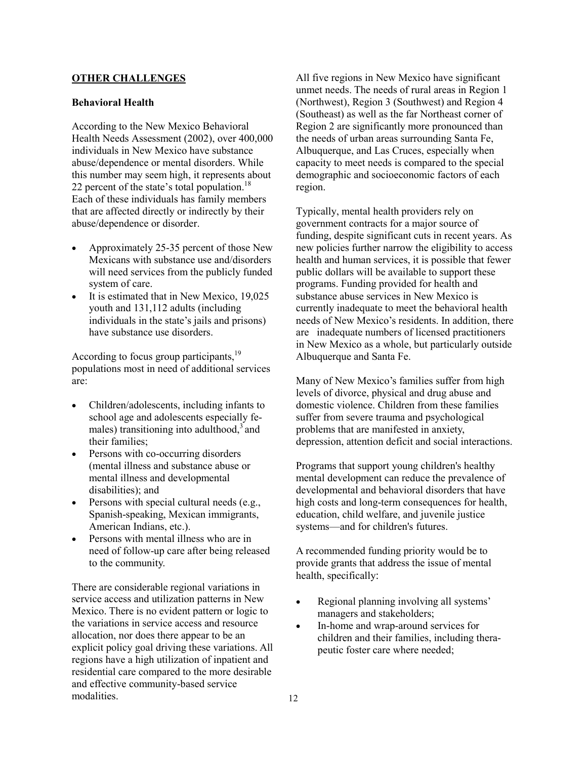## OTHER CHALLENGES

### Behavioral Health

According to the New Mexico Behavioral Health Needs Assessment (2002), over 400,000 individuals in New Mexico have substance abuse/dependence or mental disorders. While this number may seem high, it represents about 22 percent of the state's total population.[18] Each of these individuals has family members that are affected directly or indirectly by their abuse/dependence or disorder.

- Approximately 25-35 percent of those New Mexicans with substance use and/disorders will need services from the publicly funded system of care.
- It is estimated that in New Mexico, 19,025 youth and 131,112 adults (including individuals in the state's jails and prisons) have substance use disorders.

According to focus group participants,[19] populations most in need of additional services are:

- Children/adolescents, including infants to school age and adolescents especially females) transitioning into adulthood,[3] and their families;
- Persons with co-occurring disorders (mental illness and substance abuse or mental illness and developmental disabilities); and
- Persons with special cultural needs (e.g., Spanish-speaking, Mexican immigrants, American Indians, etc.).
- Persons with mental illness who are in need of follow-up care after being released to the community.

There are considerable regional variations in service access and utilization patterns in New Mexico. There is no evident pattern or logic to the variations in service access and resource allocation, nor does there appear to be an explicit policy goal driving these variations. All regions have a high utilization of inpatient and residential care compared to the more desirable and effective community-based service modalities.

All five regions in New Mexico have significant unmet needs. The needs of rural areas in Region 1 (Northwest), Region 3 (Southwest) and Region 4 (Southeast) as well as the far Northeast corner of Region 2 are significantly more pronounced than the needs of urban areas surrounding Santa Fe, Albuquerque, and Las Cruces, especially when capacity to meet needs is compared to the special demographic and socioeconomic factors of each region.

Typically, mental health providers rely on government contracts for a major source of funding, despite significant cuts in recent years. As new policies further narrow the eligibility to access health and human services, it is possible that fewer public dollars will be available to support these programs. Funding provided for health and substance abuse services in New Mexico is currently inadequate to meet the behavioral health needs of New Mexico's residents. In addition, there are inadequate numbers of licensed practitioners in New Mexico as a whole, but particularly outside Albuquerque and Santa Fe.

Many of New Mexico's families suffer from high levels of divorce, physical and drug abuse and domestic violence. Children from these families suffer from severe trauma and psychological problems that are manifested in anxiety, depression, attention deficit and social interactions.

Programs that support young children's healthy mental development can reduce the prevalence of developmental and behavioral disorders that have high costs and long-term consequences for health, education, child welfare, and juvenile justice systems—and for children's futures.

A recommended funding priority would be to provide grants that address the issue of mental health, specifically:

- Regional planning involving all systems' managers and stakeholders;
- In-home and wrap-around services for children and their families, including therapeutic foster care where needed;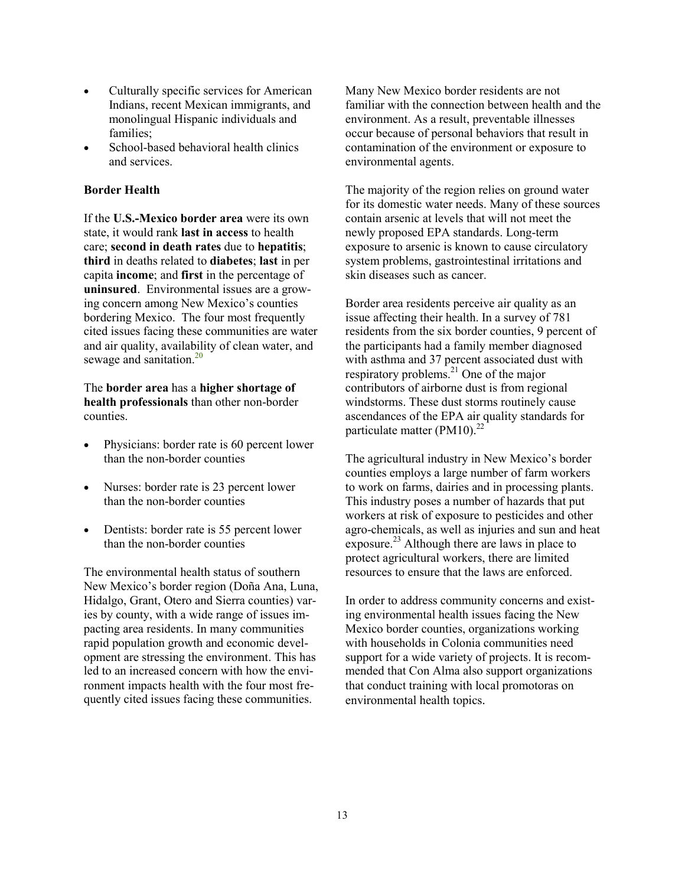- Culturally specific services for American Indians, recent Mexican immigrants, and monolingual Hispanic individuals and families;
- School-based behavioral health clinics and services.

**Border Health**

If the **U.S.-Mexico border area** were its own state, it would rank **last in access** to health care; **second in death rates** due to **hepatitis**; **third** in deaths related to **diabetes**; **last** in per capita **income**; and **first** in the percentage of **uninsured**. Environmental issues are a growing concern among New Mexico's counties bordering Mexico. The four most frequently cited issues facing these communities are water and air quality, availability of clean water, and sewage and sanitation.[20]

The **border area** has a **higher shortage of health professionals** than other non-border counties.

- Physicians: border rate is 60 percent lower than the non-border counties
- Nurses: border rate is 23 percent lower than the non-border counties
- Dentists: border rate is 55 percent lower than the non-border counties

The environmental health status of southern New Mexico's border region (Doña Ana, Luna, Hidalgo, Grant, Otero and Sierra counties) varies by county, with a wide range of issues impacting area residents. In many communities rapid population growth and economic development are stressing the environment. This has led to an increased concern with how the environment impacts health with the four most frequently cited issues facing these communities.

Many New Mexico border residents are not familiar with the connection between health and the environment. As a result, preventable illnesses occur because of personal behaviors that result in contamination of the environment or exposure to environmental agents.

The majority of the region relies on ground water for its domestic water needs. Many of these sources contain arsenic at levels that will not meet the newly proposed EPA standards. Long-term exposure to arsenic is known to cause circulatory system problems, gastrointestinal irritations and skin diseases such as cancer.

Border area residents perceive air quality as an issue affecting their health. In a survey of 781 residents from the six border counties, 9 percent of the participants had a family member diagnosed with asthma and 37 percent associated dust with respiratory problems.[21] One of the major contributors of airborne dust is from regional windstorms. These dust storms routinely cause ascendances of the EPA air quality standards for particulate matter (PM10).[22]

The agricultural industry in New Mexico's border counties employs a large number of farm workers to work on farms, dairies and in processing plants. This industry poses a number of hazards that put workers at risk of exposure to pesticides and other agro-chemicals, as well as injuries and sun and heat exposure.[23] Although there are laws in place to protect agricultural workers, there are limited resources to ensure that the laws are enforced.

In order to address community concerns and existing environmental health issues facing the New Mexico border counties, organizations working with households in Colonia communities need support for a wide variety of projects. It is recommended that Con Alma also support organizations that conduct training with local promotoras on environmental health topics.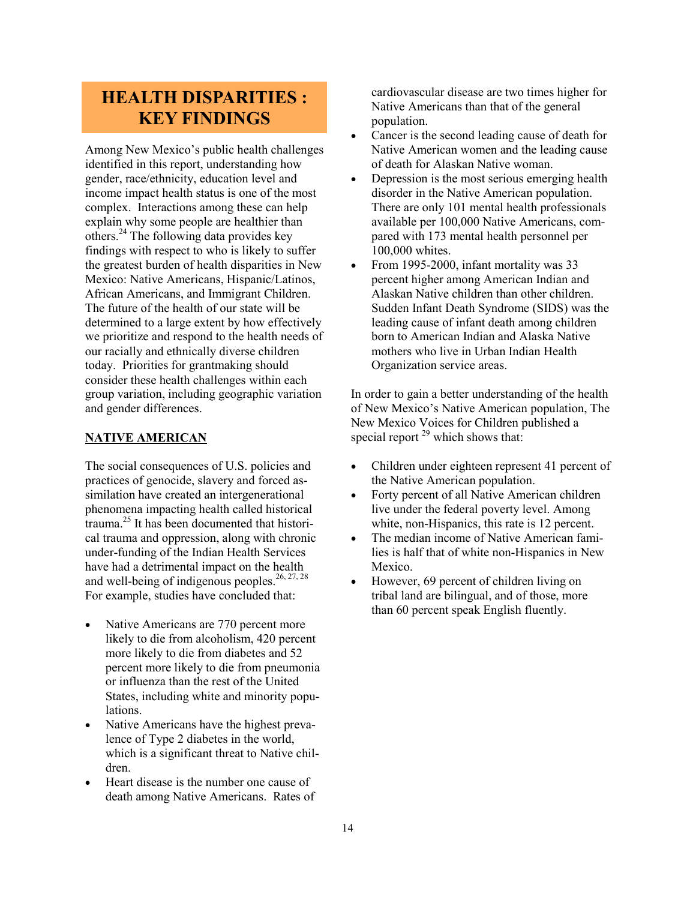# HEALTH DISPARITIES : KEY FINDINGS

Among New Mexico's public health challenges identified in this report, understanding how gender, race/ethnicity, education level and income impact health status is one of the most complex. Interactions among these can help explain why some people are healthier than others.[24] The following data provides key findings with respect to who is likely to suffer the greatest burden of health disparities in New Mexico: Native Americans, Hispanic/Latinos, African Americans, and Immigrant Children. The future of the health of our state will be determined to a large extent by how effectively we prioritize and respond to the health needs of our racially and ethnically diverse children today. Priorities for grantmaking should consider these health challenges within each group variation, including geographic variation and gender differences.

## NATIVE AMERICAN

The social consequences of U.S. policies and practices of genocide, slavery and forced assimilation have created an intergenerational phenomena impacting health called historical trauma.[25] It has been documented that historical trauma and oppression, along with chronic under-funding of the Indian Health Services have had a detrimental impact on the health and well-being of indigenous peoples.[26, 27, 28] For example, studies have concluded that:

- Native Americans are 770 percent more likely to die from alcoholism, 420 percent more likely to die from diabetes and 52 percent more likely to die from pneumonia or influenza than the rest of the United States, including white and minority populations.
- Native Americans have the highest prevalence of Type 2 diabetes in the world, which is a significant threat to Native children.
- Heart disease is the number one cause of death among Native Americans. Rates of cardiovascular disease are two times higher for Native Americans than that of the general population.
- Cancer is the second leading cause of death for Native American women and the leading cause of death for Alaskan Native woman.
- Depression is the most serious emerging health disorder in the Native American population. There are only 101 mental health professionals available per 100,000 Native Americans, compared with 173 mental health personnel per 100,000 whites.
- From 1995-2000, infant mortality was 33 percent higher among American Indian and Alaskan Native children than other children. Sudden Infant Death Syndrome (SIDS) was the leading cause of infant death among children born to American Indian and Alaska Native mothers who live in Urban Indian Health Organization service areas.

In order to gain a better understanding of the health of New Mexico's Native American population, The New Mexico Voices for Children published a special report [29] which shows that:

- Children under eighteen represent 41 percent of the Native American population.
- Forty percent of all Native American children live under the federal poverty level. Among white, non-Hispanics, this rate is 12 percent.
- The median income of Native American families is half that of white non-Hispanics in New Mexico.
- However, 69 percent of children living on tribal land are bilingual, and of those, more than 60 percent speak English fluently.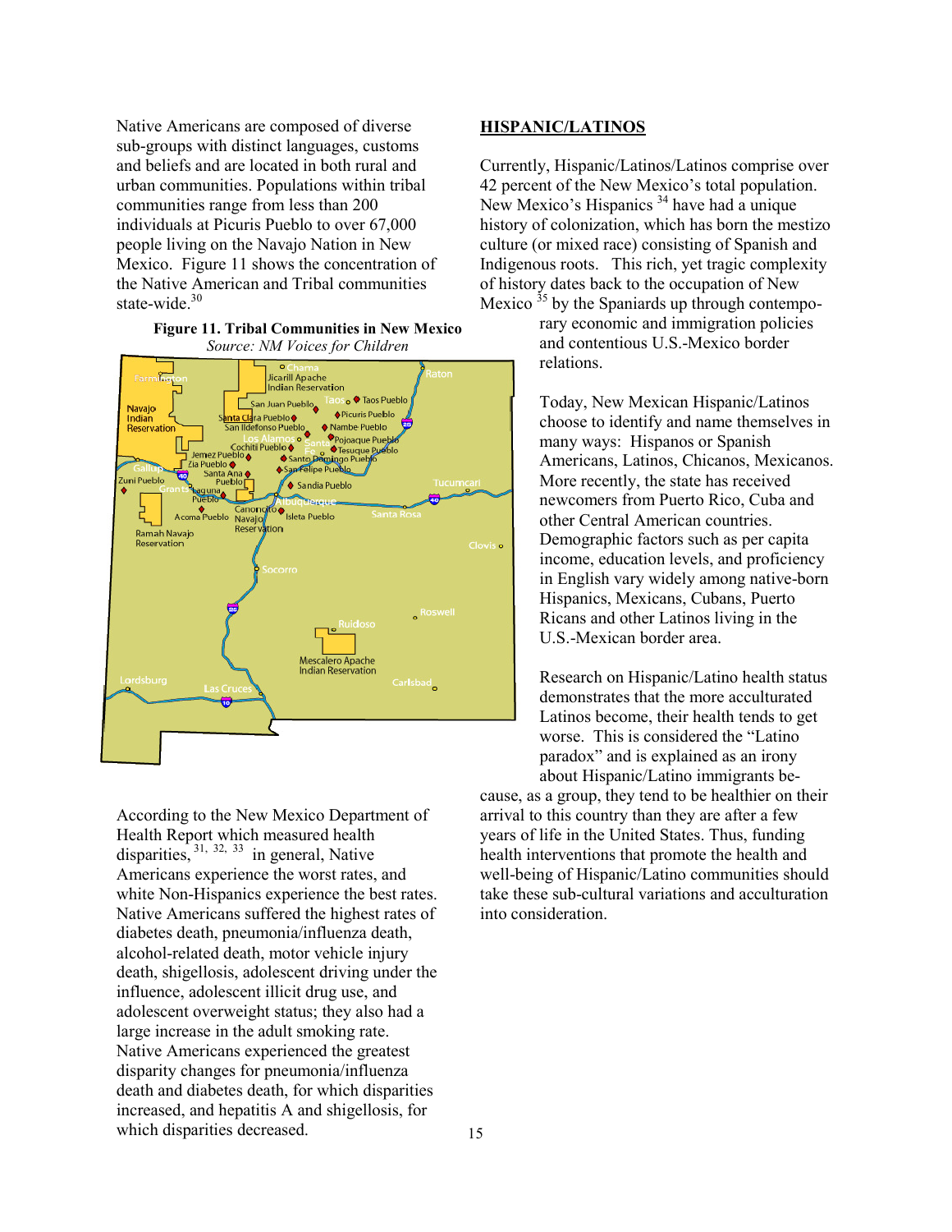Native Americans are composed of diverse sub-groups with distinct languages, customs and beliefs and are located in both rural and urban communities. Populations within tribal communities range from less than 200 individuals at Picuris Pueblo to over 67,000 people living on the Navajo Nation in New Mexico. Figure 11 shows the concentration of the Native American and Tribal communities state-wide.[30]

**Figure 11. Tribal Communities in New Mexico**
*Source: NM Voices for Children*

According to the New Mexico Department of Health Report which measured health disparities,[31, 32, 33] in general, Native Americans experience the worst rates, and white Non-Hispanics experience the best rates. Native Americans suffered the highest rates of diabetes death, pneumonia/influenza death, alcohol-related death, motor vehicle injury death, shigellosis, adolescent driving under the influence, adolescent illicit drug use, and adolescent overweight status; they also had a large increase in the adult smoking rate. Native Americans experienced the greatest disparity changes for pneumonia/influenza death and diabetes death, for which disparities increased, and hepatitis A and shigellosis, for which disparities decreased.

## HISPANIC/LATINOS

Currently, Hispanic/Latinos/Latinos comprise over 42 percent of the New Mexico's total population. New Mexico's Hispanics [34] have had a unique history of colonization, which has born the mestizo culture (or mixed race) consisting of Spanish and Indigenous roots. This rich, yet tragic complexity of history dates back to the occupation of New Mexico [35] by the Spaniards up through contemporary economic and immigration policies and contentious U.S.-Mexico border relations.

Today, New Mexican Hispanic/Latinos choose to identify and name themselves in many ways: Hispanos or Spanish Americans, Latinos, Chicanos, Mexicanos. More recently, the state has received newcomers from Puerto Rico, Cuba and other Central American countries. Demographic factors such as per capita income, education levels, and proficiency in English vary widely among native-born Hispanics, Mexicans, Cubans, Puerto Ricans and other Latinos living in the U.S.-Mexican border area.

Research on Hispanic/Latino health status demonstrates that the more acculturated Latinos become, their health tends to get worse. This is considered the "Latino paradox" and is explained as an irony about Hispanic/Latino immigrants because, as a group, they tend to be healthier on their arrival to this country than they are after a few years of life in the United States. Thus, funding health interventions that promote the health and well-being of Hispanic/Latino communities should take these sub-cultural variations and acculturation into consideration.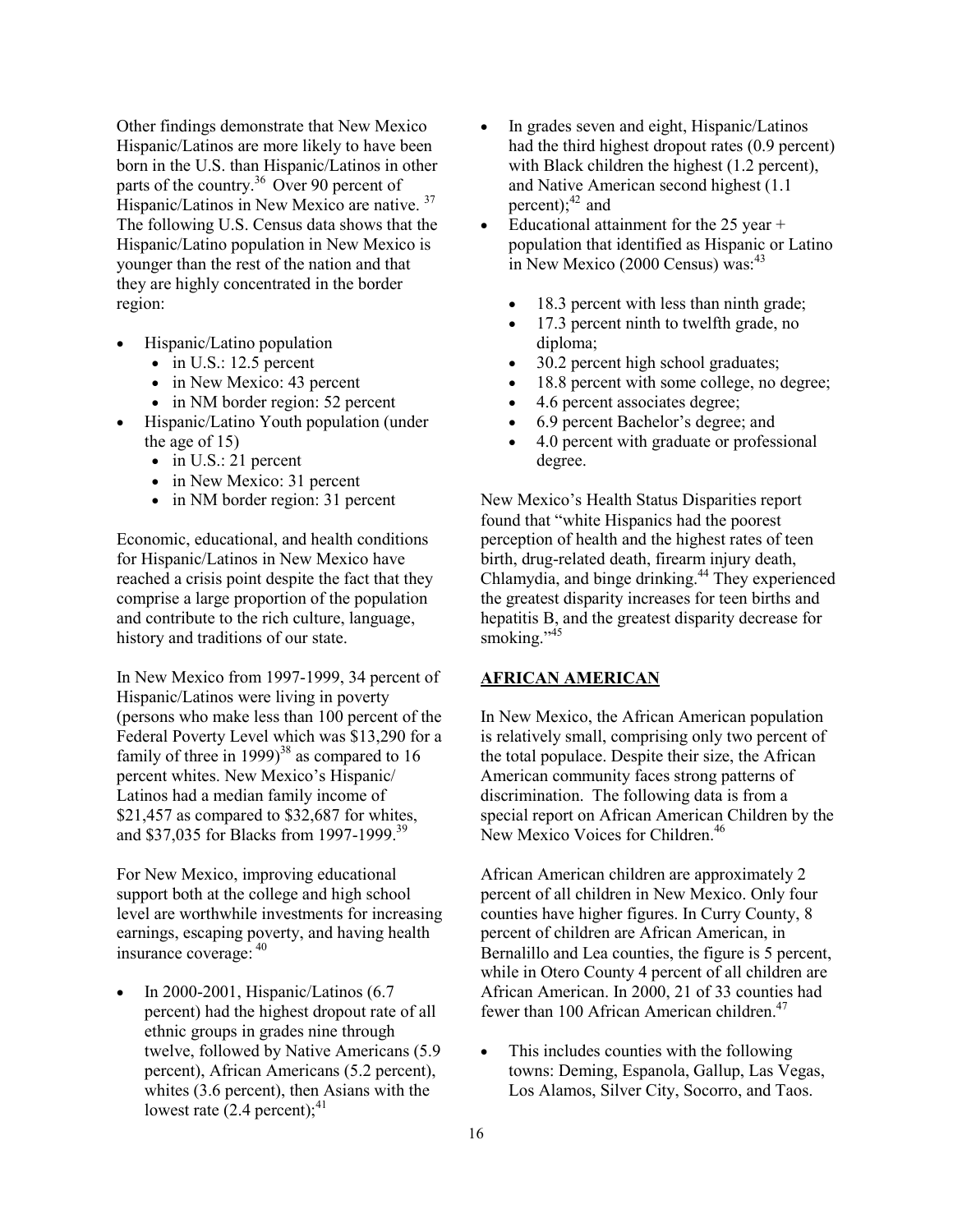Other findings demonstrate that New Mexico Hispanic/Latinos are more likely to have been born in the U.S. than Hispanic/Latinos in other parts of the country.[36] Over 90 percent of Hispanic/Latinos in New Mexico are native.[37] The following U.S. Census data shows that the Hispanic/Latino population in New Mexico is younger than the rest of the nation and that they are highly concentrated in the border region:

- Hispanic/Latino population
  - in U.S.: 12.5 percent
  - in New Mexico: 43 percent
  - in NM border region: 52 percent
- Hispanic/Latino Youth population (under the age of 15)
  - in U.S.: 21 percent
  - in New Mexico: 31 percent
  - in NM border region: 31 percent

Economic, educational, and health conditions for Hispanic/Latinos in New Mexico have reached a crisis point despite the fact that they comprise a large proportion of the population and contribute to the rich culture, language, history and traditions of our state.

In New Mexico from 1997-1999, 34 percent of Hispanic/Latinos were living in poverty (persons who make less than 100 percent of the Federal Poverty Level which was $13,290 for a family of three in 1999)[38] as compared to 16 percent whites. New Mexico's Hispanic/ Latinos had a median family income of $21,457 as compared to $32,687 for whites, and $37,035 for Blacks from 1997-1999.[39]

For New Mexico, improving educational support both at the college and high school level are worthwhile investments for increasing earnings, escaping poverty, and having health insurance coverage:[40]

- In 2000-2001, Hispanic/Latinos (6.7 percent) had the highest dropout rate of all ethnic groups in grades nine through twelve, followed by Native Americans (5.9 percent), African Americans (5.2 percent), whites (3.6 percent), then Asians with the lowest rate (2.4 percent);[41]
- In grades seven and eight, Hispanic/Latinos had the third highest dropout rates (0.9 percent) with Black children the highest (1.2 percent), and Native American second highest (1.1 percent);[42] and
- Educational attainment for the 25 year + population that identified as Hispanic or Latino in New Mexico (2000 Census) was:[43]
  - 18.3 percent with less than ninth grade;
  - 17.3 percent ninth to twelfth grade, no diploma;
  - 30.2 percent high school graduates;
  - 18.8 percent with some college, no degree;
  - 4.6 percent associates degree;
  - 6.9 percent Bachelor's degree; and
  - 4.0 percent with graduate or professional degree.

New Mexico's Health Status Disparities report found that "white Hispanics had the poorest perception of health and the highest rates of teen birth, drug-related death, firearm injury death, Chlamydia, and binge drinking.[44] They experienced the greatest disparity increases for teen births and hepatitis B, and the greatest disparity decrease for smoking."[45]

## AFRICAN AMERICAN

In New Mexico, the African American population is relatively small, comprising only two percent of the total populace. Despite their size, the African American community faces strong patterns of discrimination. The following data is from a special report on African American Children by the New Mexico Voices for Children.[46]

African American children are approximately 2 percent of all children in New Mexico. Only four counties have higher figures. In Curry County, 8 percent of children are African American, in Bernalillo and Lea counties, the figure is 5 percent, while in Otero County 4 percent of all children are African American. In 2000, 21 of 33 counties had fewer than 100 African American children.[47]

- This includes counties with the following towns: Deming, Espanola, Gallup, Las Vegas, Los Alamos, Silver City, Socorro, and Taos.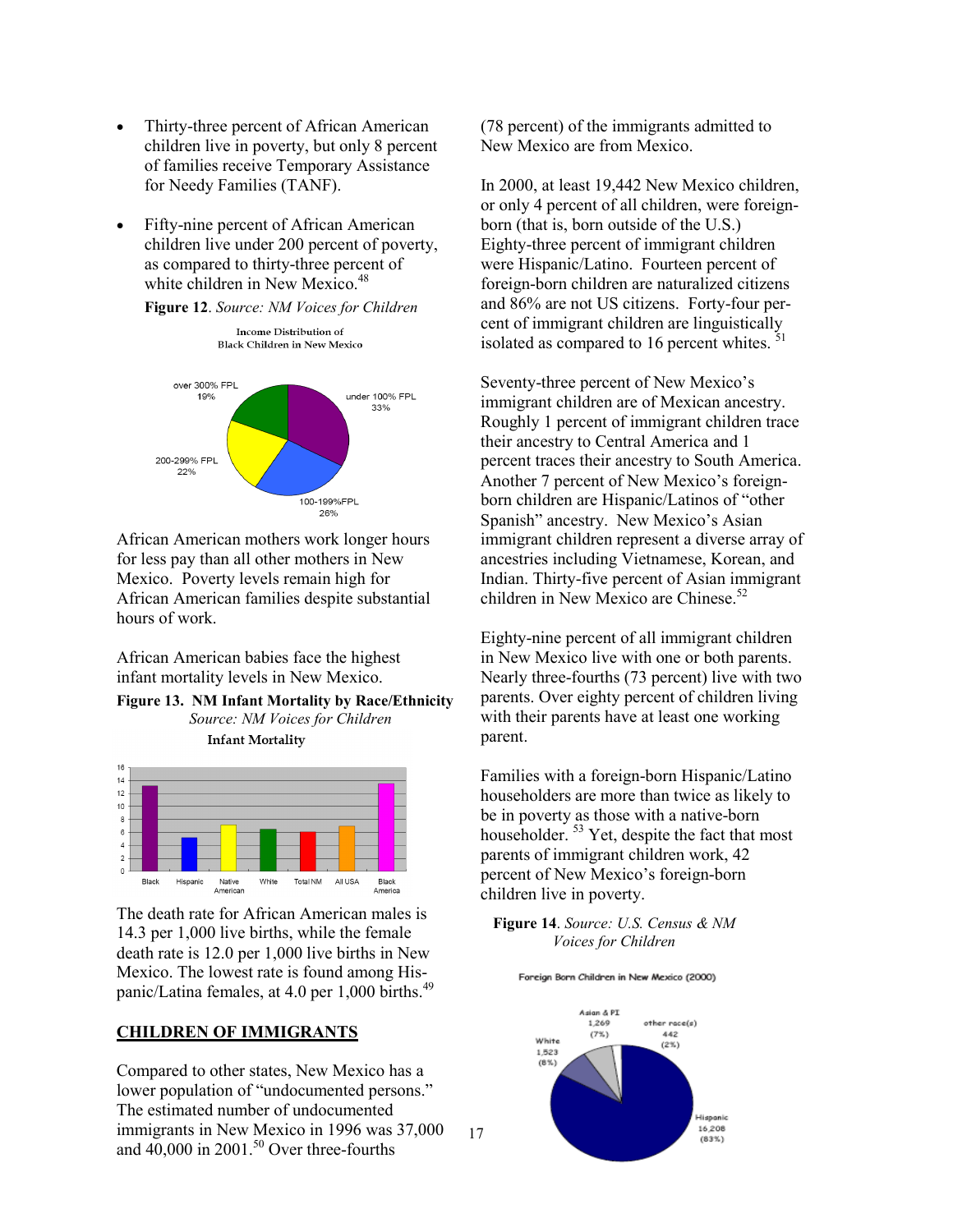- Thirty-three percent of African American children live in poverty, but only 8 percent of families receive Temporary Assistance for Needy Families (TANF).
- Fifty-nine percent of African American children live under 200 percent of poverty, as compared to thirty-three percent of white children in New Mexico.[48]

**Figure 12**. *Source: NM Voices for Children*

African American mothers work longer hours for less pay than all other mothers in New Mexico. Poverty levels remain high for African American families despite substantial hours of work.

African American babies face the highest infant mortality levels in New Mexico.

**Figure 13. NM Infant Mortality by Race/Ethnicity** *Source: NM Voices for Children*

The death rate for African American males is 14.3 per 1,000 live births, while the female death rate is 12.0 per 1,000 live births in New Mexico. The lowest rate is found among Hispanic/Latina females, at 4.0 per 1,000 births.[49]

## CHILDREN OF IMMIGRANTS

Compared to other states, New Mexico has a lower population of "undocumented persons." The estimated number of undocumented immigrants in New Mexico in 1996 was 37,000 and 40,000 in 2001.[50] Over three-fourths (78 percent) of the immigrants admitted to New Mexico are from Mexico.

In 2000, at least 19,442 New Mexico children, or only 4 percent of all children, were foreign-born (that is, born outside of the U.S.) Eighty-three percent of immigrant children were Hispanic/Latino. Fourteen percent of foreign-born children are naturalized citizens and 86% are not US citizens. Forty-four percent of immigrant children are linguistically isolated as compared to 16 percent whites.[51]

Seventy-three percent of New Mexico's immigrant children are of Mexican ancestry. Roughly 1 percent of immigrant children trace their ancestry to Central America and 1 percent traces their ancestry to South America. Another 7 percent of New Mexico's foreign-born children are Hispanic/Latinos of "other Spanish" ancestry. New Mexico's Asian immigrant children represent a diverse array of ancestries including Vietnamese, Korean, and Indian. Thirty-five percent of Asian immigrant children in New Mexico are Chinese.[52]

Eighty-nine percent of all immigrant children in New Mexico live with one or both parents. Nearly three-fourths (73 percent) live with two parents. Over eighty percent of children living with their parents have at least one working parent.

Families with a foreign-born Hispanic/Latino householders are more than twice as likely to be in poverty as those with a native-born householder.[53] Yet, despite the fact that most parents of immigrant children work, 42 percent of New Mexico's foreign-born children live in poverty.

**Figure 14**. *Source: U.S. Census & NM Voices for Children*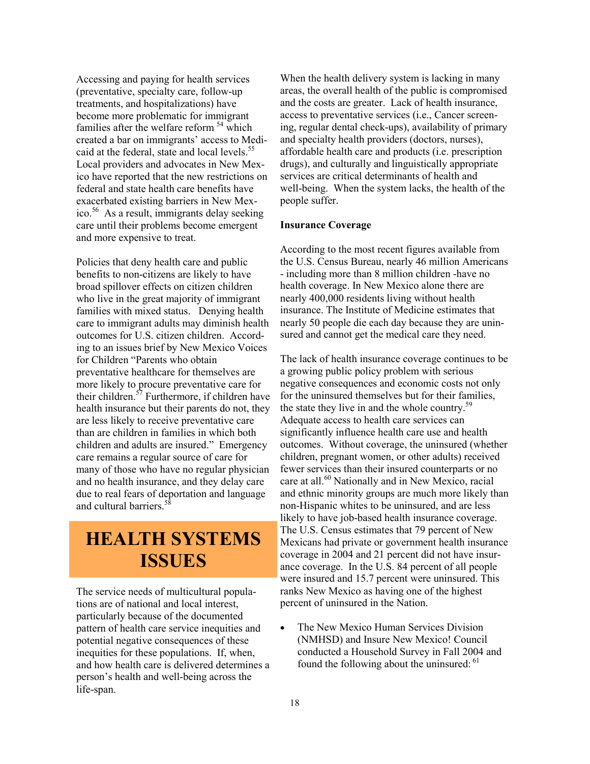Accessing and paying for health services (preventative, specialty care, follow-up treatments, and hospitalizations) have become more problematic for immigrant families after the welfare reform [54] which created a bar on immigrants' access to Medicaid at the federal, state and local levels.[55] Local providers and advocates in New Mexico have reported that the new restrictions on federal and state health care benefits have exacerbated existing barriers in New Mexico.[56] As a result, immigrants delay seeking care until their problems become emergent and more expensive to treat.

Policies that deny health care and public benefits to non-citizens are likely to have broad spillover effects on citizen children who live in the great majority of immigrant families with mixed status. Denying health care to immigrant adults may diminish health outcomes for U.S. citizen children. According to an issues brief by New Mexico Voices for Children "Parents who obtain preventative healthcare for themselves are more likely to procure preventative care for their children.[57] Furthermore, if children have health insurance but their parents do not, they are less likely to receive preventative care than are children in families in which both children and adults are insured." Emergency care remains a regular source of care for many of those who have no regular physician and no health insurance, and they delay care due to real fears of deportation and language and cultural barriers.[58]

# HEALTH SYSTEMS ISSUES

The service needs of multicultural populations are of national and local interest, particularly because of the documented pattern of health care service inequities and potential negative consequences of these inequities for these populations. If, when, and how health care is delivered determines a person's health and well-being across the life-span.

When the health delivery system is lacking in many areas, the overall health of the public is compromised and the costs are greater. Lack of health insurance, access to preventative services (i.e., Cancer screening, regular dental check-ups), availability of primary and specialty health providers (doctors, nurses), affordable health care and products (i.e. prescription drugs), and culturally and linguistically appropriate services are critical determinants of health and well-being. When the system lacks, the health of the people suffer.

**Insurance Coverage**

According to the most recent figures available from the U.S. Census Bureau, nearly 46 million Americans - including more than 8 million children -have no health coverage. In New Mexico alone there are nearly 400,000 residents living without health insurance. The Institute of Medicine estimates that nearly 50 people die each day because they are uninsured and cannot get the medical care they need.

The lack of health insurance coverage continues to be a growing public policy problem with serious negative consequences and economic costs not only for the uninsured themselves but for their families, the state they live in and the whole country.[59] Adequate access to health care services can significantly influence health care use and health outcomes. Without coverage, the uninsured (whether children, pregnant women, or other adults) received fewer services than their insured counterparts or no care at all.[60] Nationally and in New Mexico, racial and ethnic minority groups are much more likely than non-Hispanic whites to be uninsured, and are less likely to have job-based health insurance coverage. The U.S. Census estimates that 79 percent of New Mexicans had private or government health insurance coverage in 2004 and 21 percent did not have insurance coverage. In the U.S. 84 percent of all people were insured and 15.7 percent were uninsured. This ranks New Mexico as having one of the highest percent of uninsured in the Nation.

- The New Mexico Human Services Division (NMHSD) and Insure New Mexico! Council conducted a Household Survey in Fall 2004 and found the following about the uninsured: [61]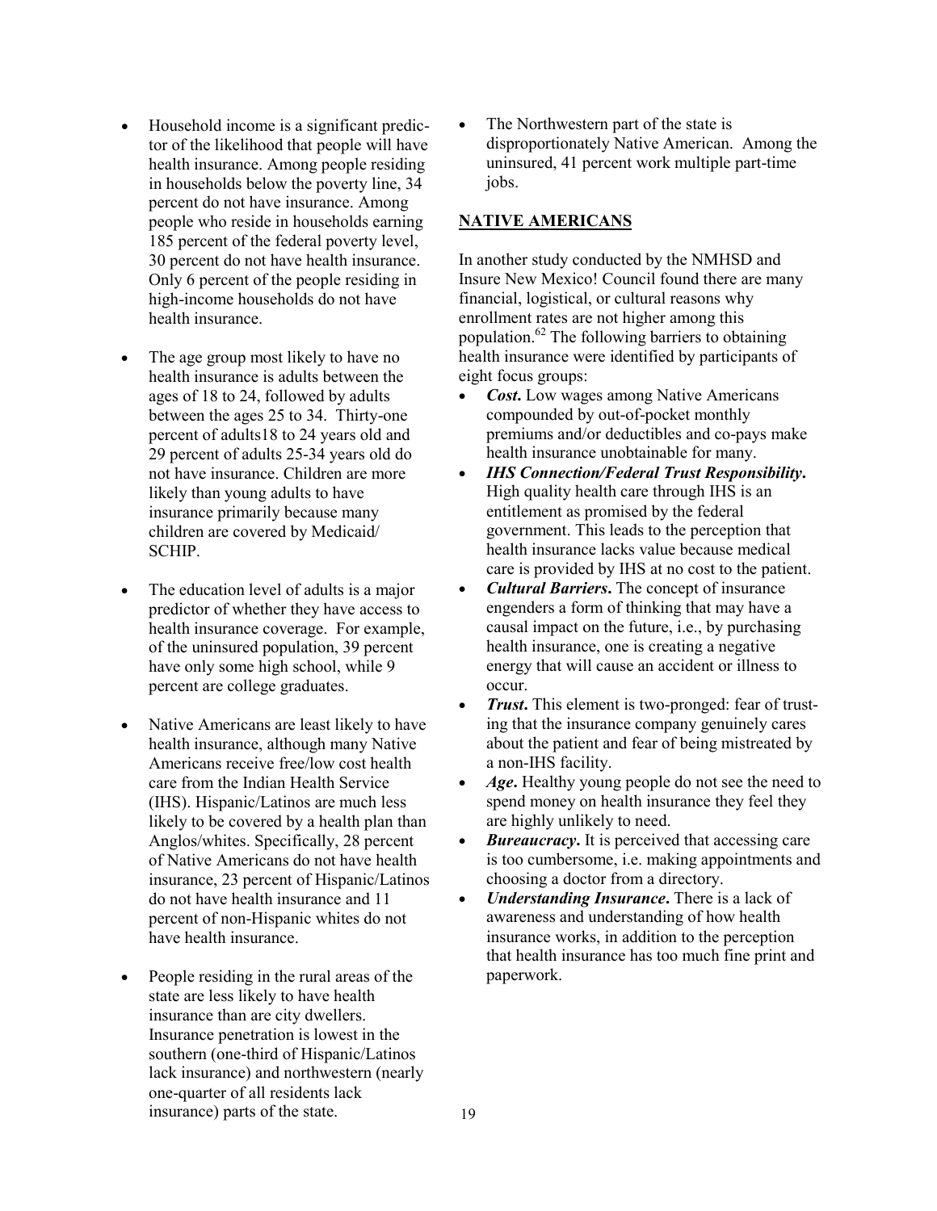- Household income is a significant predictor of the likelihood that people will have health insurance. Among people residing in households below the poverty line, 34 percent do not have insurance. Among people who reside in households earning 185 percent of the federal poverty level, 30 percent do not have health insurance. Only 6 percent of the people residing in high-income households do not have health insurance.

- The age group most likely to have no health insurance is adults between the ages of 18 to 24, followed by adults between the ages 25 to 34. Thirty-one percent of adults18 to 24 years old and 29 percent of adults 25-34 years old do not have insurance. Children are more likely than young adults to have insurance primarily because many children are covered by Medicaid/ SCHIP.

- The education level of adults is a major predictor of whether they have access to health insurance coverage. For example, of the uninsured population, 39 percent have only some high school, while 9 percent are college graduates.

- Native Americans are least likely to have health insurance, although many Native Americans receive free/low cost health care from the Indian Health Service (IHS). Hispanic/Latinos are much less likely to be covered by a health plan than Anglos/whites. Specifically, 28 percent of Native Americans do not have health insurance, 23 percent of Hispanic/Latinos do not have health insurance and 11 percent of non-Hispanic whites do not have health insurance.

- People residing in the rural areas of the state are less likely to have health insurance than are city dwellers. Insurance penetration is lowest in the southern (one-third of Hispanic/Latinos lack insurance) and northwestern (nearly one-quarter of all residents lack insurance) parts of the state.

- The Northwestern part of the state is disproportionately Native American. Among the uninsured, 41 percent work multiple part-time jobs.

## NATIVE AMERICANS

In another study conducted by the NMHSD and Insure New Mexico! Council found there are many financial, logistical, or cultural reasons why enrollment rates are not higher among this population.[62] The following barriers to obtaining health insurance were identified by participants of eight focus groups:

- ***Cost***. Low wages among Native Americans compounded by out-of-pocket monthly premiums and/or deductibles and co-pays make health insurance unobtainable for many.
- ***IHS Connection/Federal Trust Responsibility***. High quality health care through IHS is an entitlement as promised by the federal government. This leads to the perception that health insurance lacks value because medical care is provided by IHS at no cost to the patient.
- ***Cultural Barriers***. The concept of insurance engenders a form of thinking that may have a causal impact on the future, i.e., by purchasing health insurance, one is creating a negative energy that will cause an accident or illness to occur.
- ***Trust***. This element is two-pronged: fear of trusting that the insurance company genuinely cares about the patient and fear of being mistreated by a non-IHS facility.
- ***Age***. Healthy young people do not see the need to spend money on health insurance they feel they are highly unlikely to need.
- ***Bureaucracy***. It is perceived that accessing care is too cumbersome, i.e. making appointments and choosing a doctor from a directory.
- ***Understanding Insurance***. There is a lack of awareness and understanding of how health insurance works, in addition to the perception that health insurance has too much fine print and paperwork.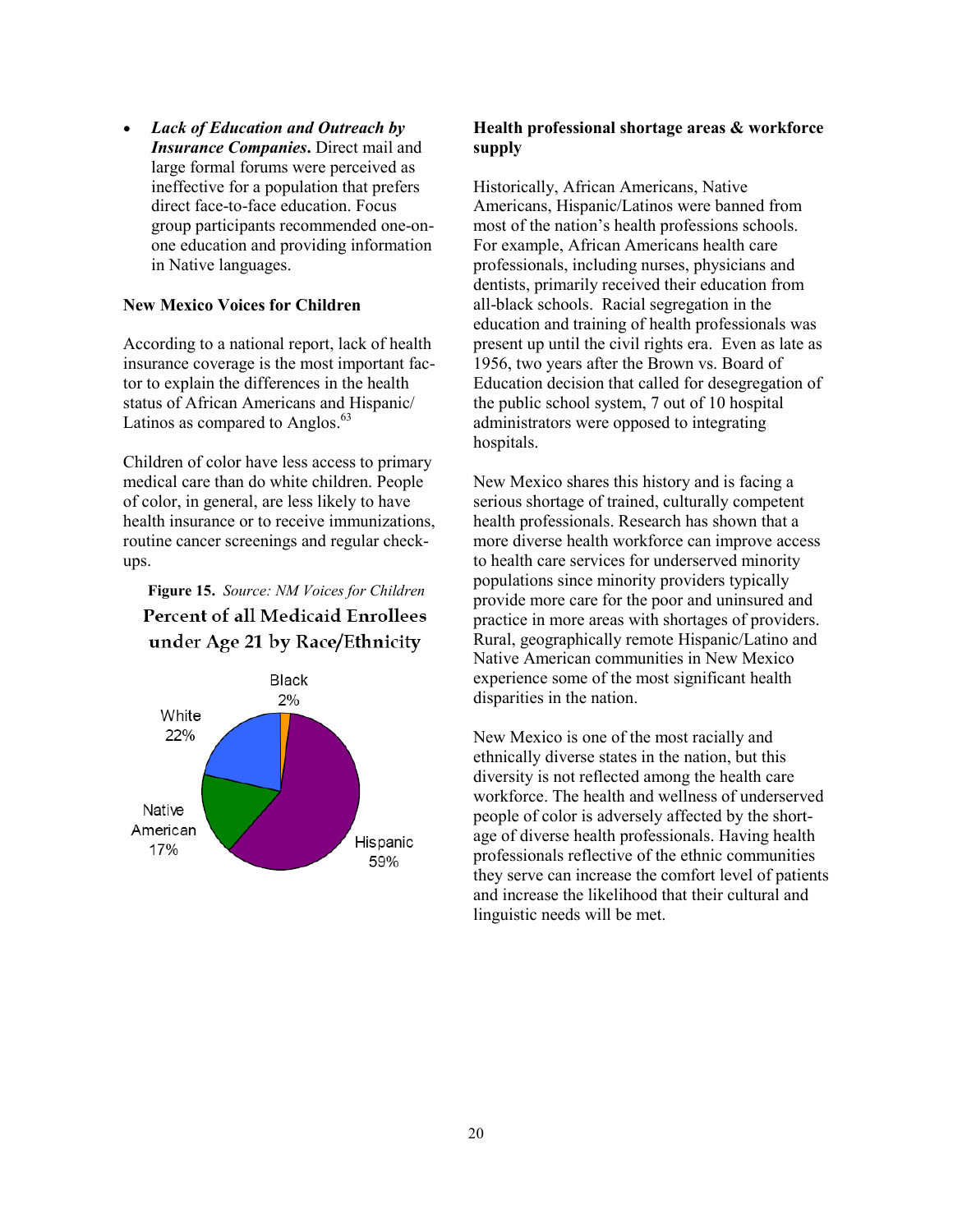- ***Lack of Education and Outreach by Insurance Companies*****.** Direct mail and large formal forums were perceived as ineffective for a population that prefers direct face-to-face education. Focus group participants recommended one-on-one education and providing information in Native languages.

**New Mexico Voices for Children**

According to a national report, lack of health insurance coverage is the most important factor to explain the differences in the health status of African Americans and Hispanic/Latinos as compared to Anglos.[63]

Children of color have less access to primary medical care than do white children. People of color, in general, are less likely to have health insurance or to receive immunizations, routine cancer screenings and regular check-ups.

**Figure 15.** *Source: NM Voices for Children*

**Percent of all Medicaid Enrollees under Age 21 by Race/Ethnicity**

| Race/Ethnicity | Percent |
|---|---|
| Black | 2% |
| White | 22% |
| Native American | 17% |
| Hispanic | 59% |

**Health professional shortage areas & workforce supply**

Historically, African Americans, Native Americans, Hispanic/Latinos were banned from most of the nation's health professions schools. For example, African Americans health care professionals, including nurses, physicians and dentists, primarily received their education from all-black schools. Racial segregation in the education and training of health professionals was present up until the civil rights era. Even as late as 1956, two years after the Brown vs. Board of Education decision that called for desegregation of the public school system, 7 out of 10 hospital administrators were opposed to integrating hospitals.

New Mexico shares this history and is facing a serious shortage of trained, culturally competent health professionals. Research has shown that a more diverse health workforce can improve access to health care services for underserved minority populations since minority providers typically provide more care for the poor and uninsured and practice in more areas with shortages of providers. Rural, geographically remote Hispanic/Latino and Native American communities in New Mexico experience some of the most significant health disparities in the nation.

New Mexico is one of the most racially and ethnically diverse states in the nation, but this diversity is not reflected among the health care workforce. The health and wellness of underserved people of color is adversely affected by the shortage of diverse health professionals. Having health professionals reflective of the ethnic communities they serve can increase the comfort level of patients and increase the likelihood that their cultural and linguistic needs will be met.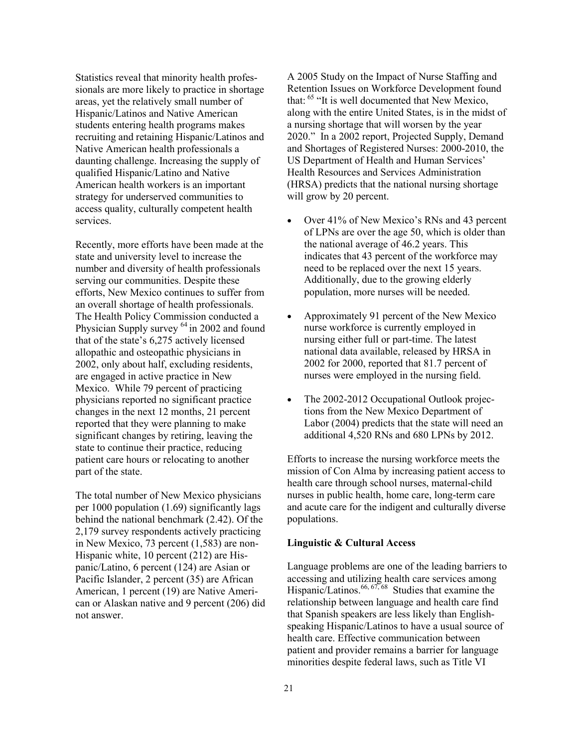Statistics reveal that minority health professionals are more likely to practice in shortage areas, yet the relatively small number of Hispanic/Latinos and Native American students entering health programs makes recruiting and retaining Hispanic/Latinos and Native American health professionals a daunting challenge. Increasing the supply of qualified Hispanic/Latino and Native American health workers is an important strategy for underserved communities to access quality, culturally competent health services.

Recently, more efforts have been made at the state and university level to increase the number and diversity of health professionals serving our communities. Despite these efforts, New Mexico continues to suffer from an overall shortage of health professionals. The Health Policy Commission conducted a Physician Supply survey [64] in 2002 and found that of the state's 6,275 actively licensed allopathic and osteopathic physicians in 2002, only about half, excluding residents, are engaged in active practice in New Mexico. While 79 percent of practicing physicians reported no significant practice changes in the next 12 months, 21 percent reported that they were planning to make significant changes by retiring, leaving the state to continue their practice, reducing patient care hours or relocating to another part of the state.

The total number of New Mexico physicians per 1000 population (1.69) significantly lags behind the national benchmark (2.42). Of the 2,179 survey respondents actively practicing in New Mexico, 73 percent (1,583) are non-Hispanic white, 10 percent (212) are Hispanic/Latino, 6 percent (124) are Asian or Pacific Islander, 2 percent (35) are African American, 1 percent (19) are Native American or Alaskan native and 9 percent (206) did not answer.

A 2005 Study on the Impact of Nurse Staffing and Retention Issues on Workforce Development found that: [65] "It is well documented that New Mexico, along with the entire United States, is in the midst of a nursing shortage that will worsen by the year 2020." In a 2002 report, Projected Supply, Demand and Shortages of Registered Nurses: 2000-2010, the US Department of Health and Human Services' Health Resources and Services Administration (HRSA) predicts that the national nursing shortage will grow by 20 percent.

- Over 41% of New Mexico's RNs and 43 percent of LPNs are over the age 50, which is older than the national average of 46.2 years. This indicates that 43 percent of the workforce may need to be replaced over the next 15 years. Additionally, due to the growing elderly population, more nurses will be needed.
- Approximately 91 percent of the New Mexico nurse workforce is currently employed in nursing either full or part-time. The latest national data available, released by HRSA in 2002 for 2000, reported that 81.7 percent of nurses were employed in the nursing field.
- The 2002-2012 Occupational Outlook projections from the New Mexico Department of Labor (2004) predicts that the state will need an additional 4,520 RNs and 680 LPNs by 2012.

Efforts to increase the nursing workforce meets the mission of Con Alma by increasing patient access to health care through school nurses, maternal-child nurses in public health, home care, long-term care and acute care for the indigent and culturally diverse populations.

**Linguistic & Cultural Access**

Language problems are one of the leading barriers to accessing and utilizing health care services among Hispanic/Latinos.[66, 67, 68] Studies that examine the relationship between language and health care find that Spanish speakers are less likely than English-speaking Hispanic/Latinos to have a usual source of health care. Effective communication between patient and provider remains a barrier for language minorities despite federal laws, such as Title VI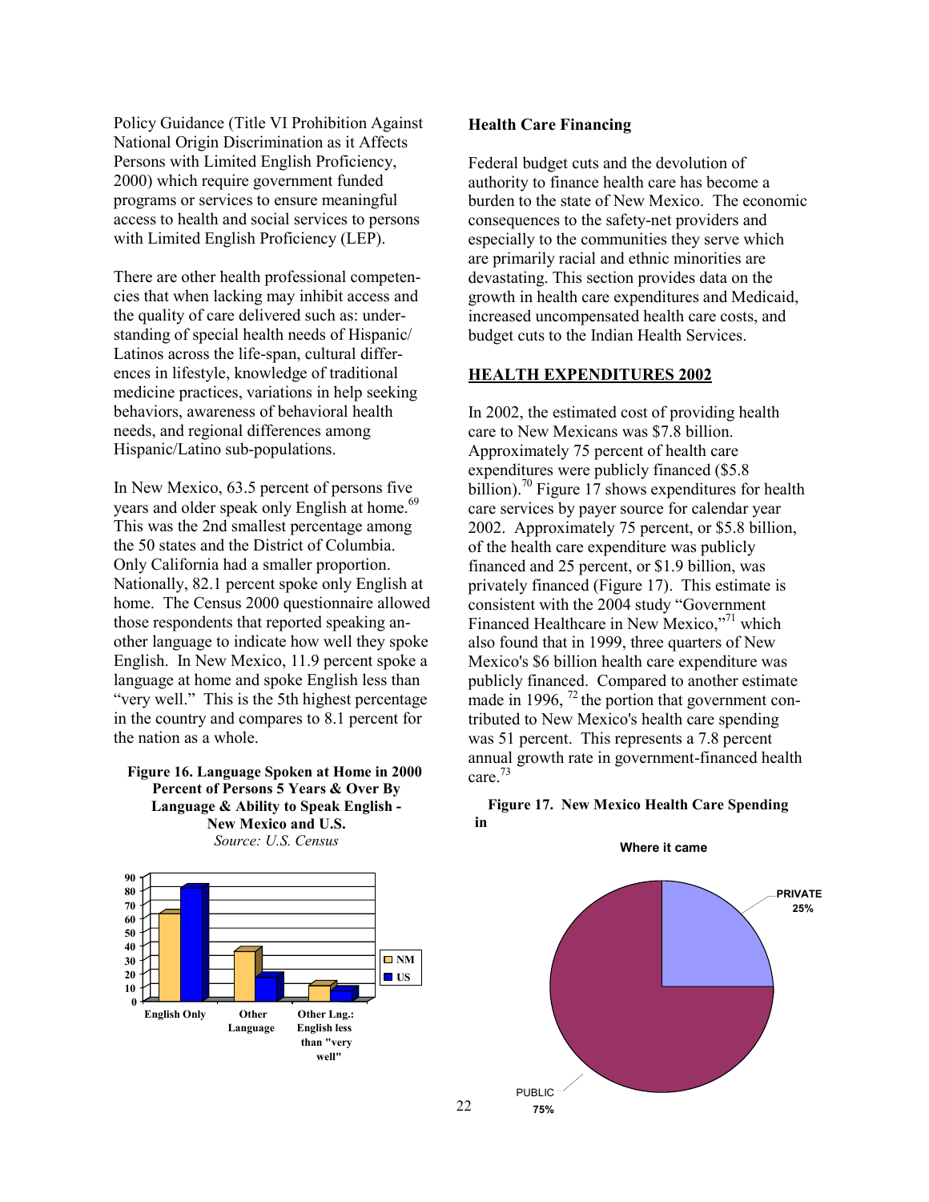Policy Guidance (Title VI Prohibition Against National Origin Discrimination as it Affects Persons with Limited English Proficiency, 2000) which require government funded programs or services to ensure meaningful access to health and social services to persons with Limited English Proficiency (LEP).

There are other health professional competencies that when lacking may inhibit access and the quality of care delivered such as: understanding of special health needs of Hispanic/ Latinos across the life-span, cultural differences in lifestyle, knowledge of traditional medicine practices, variations in help seeking behaviors, awareness of behavioral health needs, and regional differences among Hispanic/Latino sub-populations.

In New Mexico, 63.5 percent of persons five years and older speak only English at home.[69] This was the 2nd smallest percentage among the 50 states and the District of Columbia. Only California had a smaller proportion. Nationally, 82.1 percent spoke only English at home. The Census 2000 questionnaire allowed those respondents that reported speaking another language to indicate how well they spoke English. In New Mexico, 11.9 percent spoke a language at home and spoke English less than "very well." This is the 5th highest percentage in the country and compares to 8.1 percent for the nation as a whole.

**Figure 16. Language Spoken at Home in 2000 Percent of Persons 5 Years & Over By Language & Ability to Speak English - New Mexico and U.S.**
*Source: U.S. Census*

### Health Care Financing

Federal budget cuts and the devolution of authority to finance health care has become a burden to the state of New Mexico. The economic consequences to the safety-net providers and especially to the communities they serve which are primarily racial and ethnic minorities are devastating. This section provides data on the growth in health care expenditures and Medicaid, increased uncompensated health care costs, and budget cuts to the Indian Health Services.

### HEALTH EXPENDITURES 2002

In 2002, the estimated cost of providing health care to New Mexicans was $7.8 billion. Approximately 75 percent of health care expenditures were publicly financed ($5.8 billion).[70] Figure 17 shows expenditures for health care services by payer source for calendar year 2002. Approximately 75 percent, or $5.8 billion, of the health care expenditure was publicly financed and 25 percent, or $1.9 billion, was privately financed (Figure 17). This estimate is consistent with the 2004 study "Government Financed Healthcare in New Mexico,"[71] which also found that in 1999, three quarters of New Mexico's $6 billion health care expenditure was publicly financed. Compared to another estimate made in 1996, [72] the portion that government contributed to New Mexico's health care spending was 51 percent. This represents a 7.8 percent annual growth rate in government-financed health care.[73]

**Figure 17. New Mexico Health Care Spending in**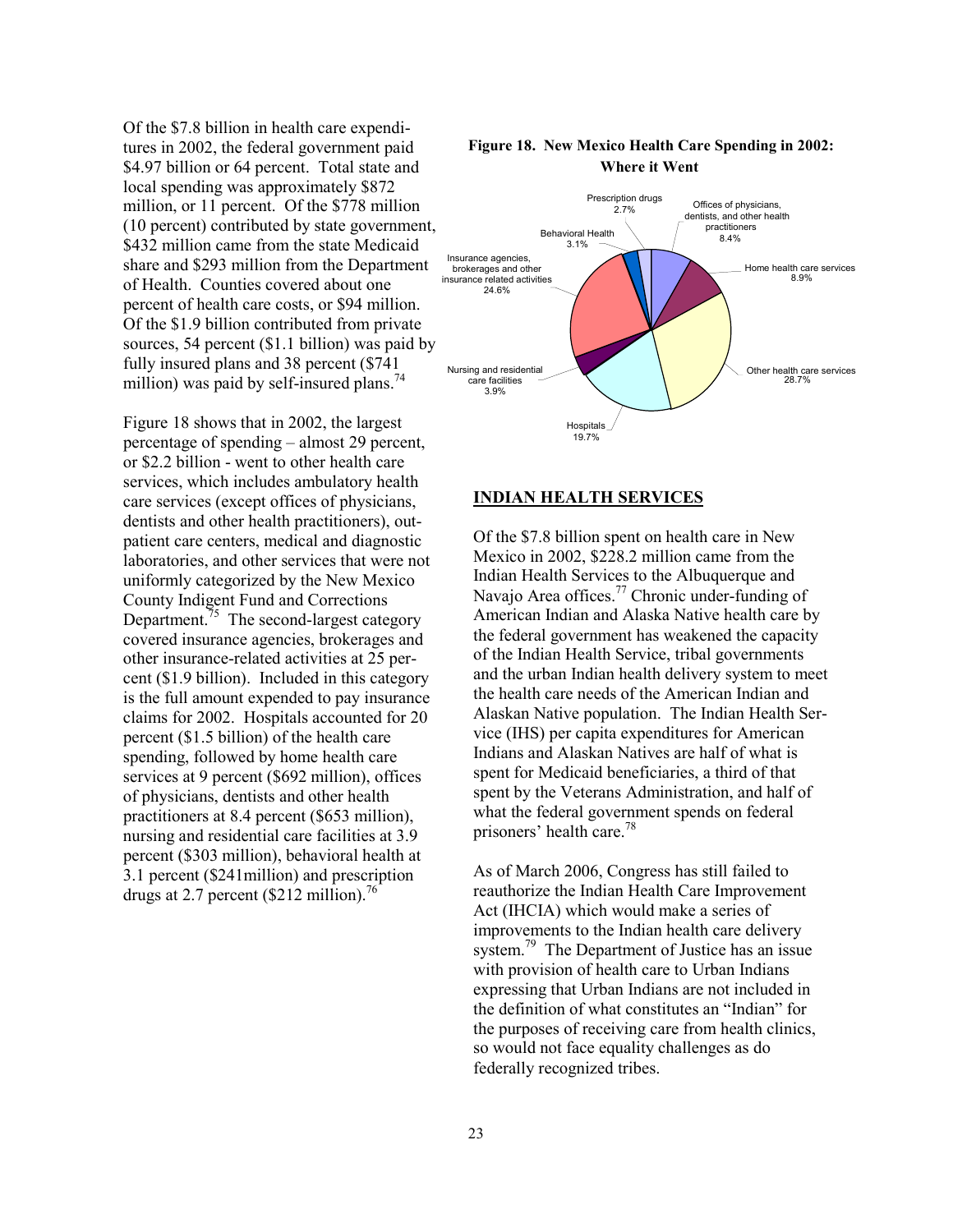Of the $7.8 billion in health care expenditures in 2002, the federal government paid $4.97 billion or 64 percent. Total state and local spending was approximately $872 million, or 11 percent. Of the $778 million (10 percent) contributed by state government, $432 million came from the state Medicaid share and $293 million from the Department of Health. Counties covered about one percent of health care costs, or $94 million. Of the $1.9 billion contributed from private sources, 54 percent ($1.1 billion) was paid by fully insured plans and 38 percent ($741 million) was paid by self-insured plans.[74]

Figure 18 shows that in 2002, the largest percentage of spending – almost 29 percent, or $2.2 billion - went to other health care services, which includes ambulatory health care services (except offices of physicians, dentists and other health practitioners), outpatient care centers, medical and diagnostic laboratories, and other services that were not uniformly categorized by the New Mexico County Indigent Fund and Corrections Department.[75] The second-largest category covered insurance agencies, brokerages and other insurance-related activities at 25 percent ($1.9 billion). Included in this category is the full amount expended to pay insurance claims for 2002. Hospitals accounted for 20 percent ($1.5 billion) of the health care spending, followed by home health care services at 9 percent ($692 million), offices of physicians, dentists and other health practitioners at 8.4 percent ($653 million), nursing and residential care facilities at 3.9 percent ($303 million), behavioral health at 3.1 percent ($241million) and prescription drugs at 2.7 percent ($212 million).[76]

**Figure 18. New Mexico Health Care Spending in 2002: Where it Went**

| Category | Percent |
|---|---|
| Offices of physicians, dentists, and other health practitioners | 8.4% |
| Home health care services | 8.9% |
| Other health care services | 28.7% |
| Hospitals | 19.7% |
| Nursing and residential care facilities | 3.9% |
| Insurance agencies, brokerages and other insurance related activities | 24.6% |
| Behavioral Health | 3.1% |
| Prescription drugs | 2.7% |

## INDIAN HEALTH SERVICES

Of the $7.8 billion spent on health care in New Mexico in 2002, $228.2 million came from the Indian Health Services to the Albuquerque and Navajo Area offices.[77] Chronic under-funding of American Indian and Alaska Native health care by the federal government has weakened the capacity of the Indian Health Service, tribal governments and the urban Indian health delivery system to meet the health care needs of the American Indian and Alaskan Native population. The Indian Health Service (IHS) per capita expenditures for American Indians and Alaskan Natives are half of what is spent for Medicaid beneficiaries, a third of that spent by the Veterans Administration, and half of what the federal government spends on federal prisoners' health care.[78]

As of March 2006, Congress has still failed to reauthorize the Indian Health Care Improvement Act (IHCIA) which would make a series of improvements to the Indian health care delivery system.[79] The Department of Justice has an issue with provision of health care to Urban Indians expressing that Urban Indians are not included in the definition of what constitutes an "Indian" for the purposes of receiving care from health clinics, so would not face equality challenges as do federally recognized tribes.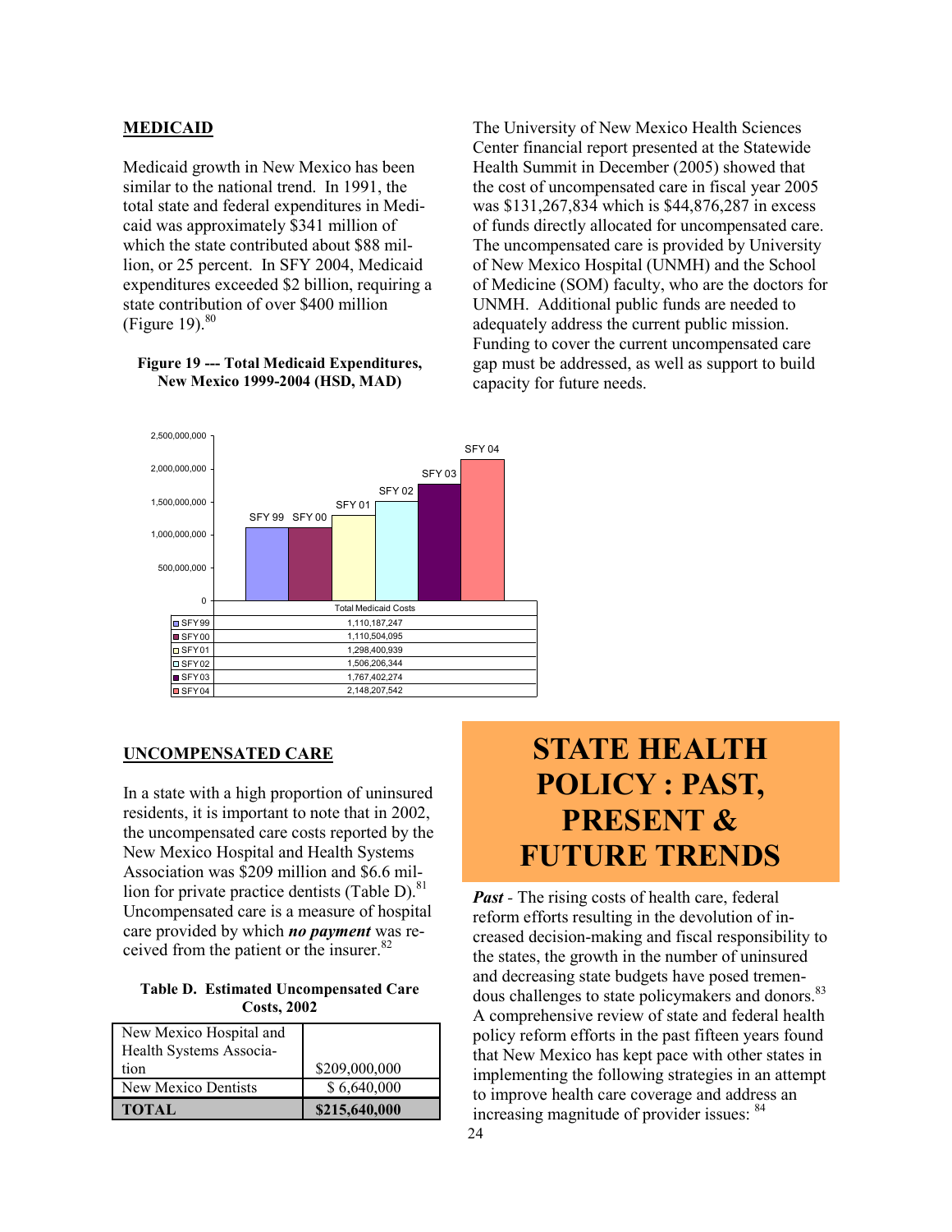## MEDICAID

Medicaid growth in New Mexico has been similar to the national trend. In 1991, the total state and federal expenditures in Medicaid was approximately $341 million of which the state contributed about $88 million, or 25 percent. In SFY 2004, Medicaid expenditures exceeded $2 billion, requiring a state contribution of over $400 million (Figure 19).[80]

**Figure 19 --- Total Medicaid Expenditures, New Mexico 1999-2004 (HSD, MAD)**

| | Total Medicaid Costs |
|---|---|
| SFY99 | 1,110,187,247 |
| SFY00 | 1,110,504,095 |
| SFY01 | 1,298,400,939 |
| SFY02 | 1,506,206,344 |
| SFY03 | 1,767,402,274 |
| SFY04 | 2,148,207,542 |

The University of New Mexico Health Sciences Center financial report presented at the Statewide Health Summit in December (2005) showed that the cost of uncompensated care in fiscal year 2005 was $131,267,834 which is $44,876,287 in excess of funds directly allocated for uncompensated care. The uncompensated care is provided by University of New Mexico Hospital (UNMH) and the School of Medicine (SOM) faculty, who are the doctors for UNMH. Additional public funds are needed to adequately address the current public mission. Funding to cover the current uncompensated care gap must be addressed, as well as support to build capacity for future needs.

## UNCOMPENSATED CARE

In a state with a high proportion of uninsured residents, it is important to note that in 2002, the uncompensated care costs reported by the New Mexico Hospital and Health Systems Association was $209 million and $6.6 million for private practice dentists (Table D).[81] Uncompensated care is a measure of hospital care provided by which ***no payment*** was received from the patient or the insurer.[82]

**Table D. Estimated Uncompensated Care Costs, 2002**

| | |
|---|---|
| New Mexico Hospital and Health Systems Association | $209,000,000 |
| New Mexico Dentists | $ 6,640,000 |
| **TOTAL** | **$215,640,000** |

# STATE HEALTH POLICY : PAST, PRESENT & FUTURE TRENDS

***Past*** - The rising costs of health care, federal reform efforts resulting in the devolution of increased decision-making and fiscal responsibility to the states, the growth in the number of uninsured and decreasing state budgets have posed tremendous challenges to state policymakers and donors.[83] A comprehensive review of state and federal health policy reform efforts in the past fifteen years found that New Mexico has kept pace with other states in implementing the following strategies in an attempt to improve health care coverage and address an increasing magnitude of provider issues: [84]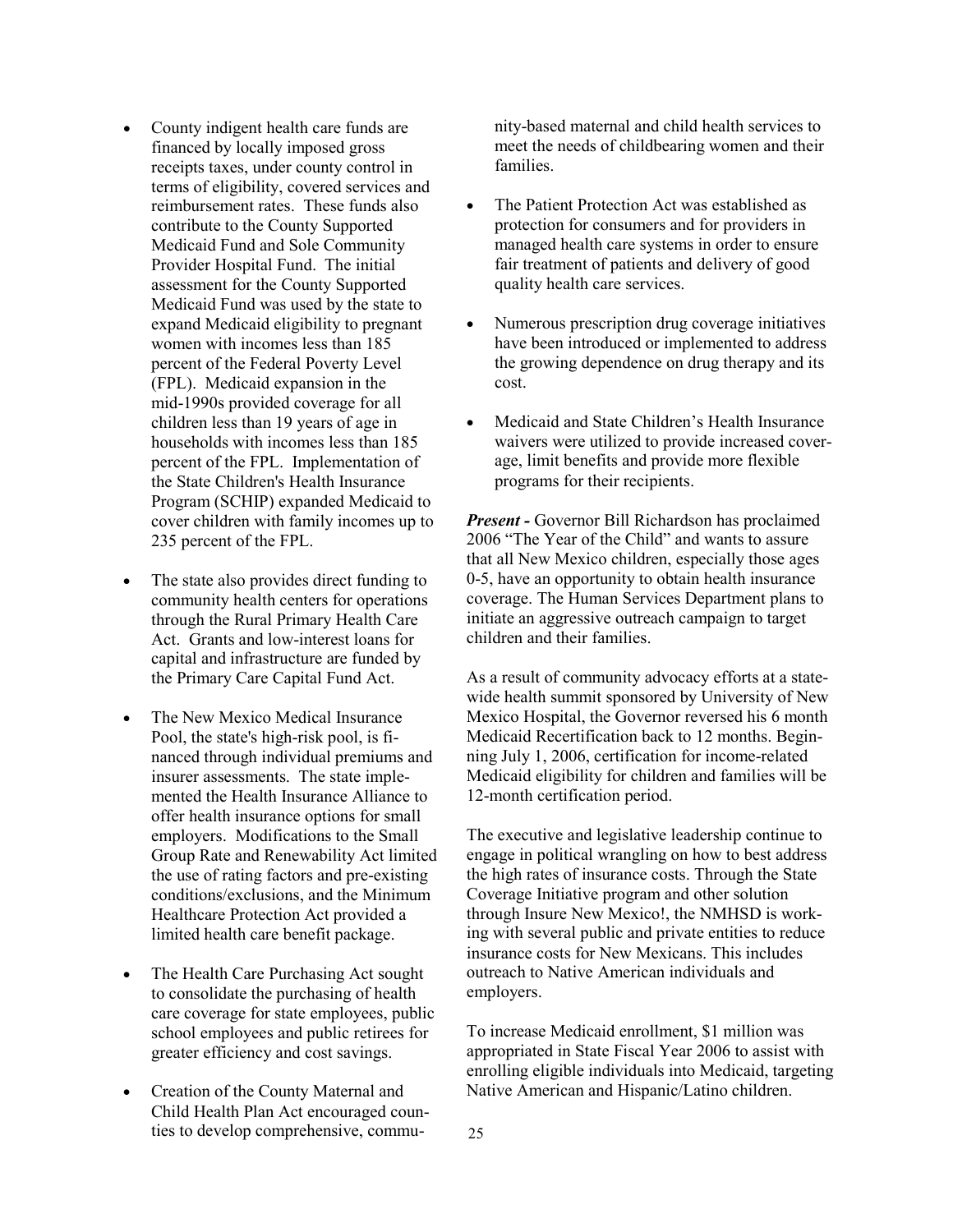- County indigent health care funds are financed by locally imposed gross receipts taxes, under county control in terms of eligibility, covered services and reimbursement rates. These funds also contribute to the County Supported Medicaid Fund and Sole Community Provider Hospital Fund. The initial assessment for the County Supported Medicaid Fund was used by the state to expand Medicaid eligibility to pregnant women with incomes less than 185 percent of the Federal Poverty Level (FPL). Medicaid expansion in the mid-1990s provided coverage for all children less than 19 years of age in households with incomes less than 185 percent of the FPL. Implementation of the State Children's Health Insurance Program (SCHIP) expanded Medicaid to cover children with family incomes up to 235 percent of the FPL.

- The state also provides direct funding to community health centers for operations through the Rural Primary Health Care Act. Grants and low-interest loans for capital and infrastructure are funded by the Primary Care Capital Fund Act.

- The New Mexico Medical Insurance Pool, the state's high-risk pool, is financed through individual premiums and insurer assessments. The state implemented the Health Insurance Alliance to offer health insurance options for small employers. Modifications to the Small Group Rate and Renewability Act limited the use of rating factors and pre-existing conditions/exclusions, and the Minimum Healthcare Protection Act provided a limited health care benefit package.

- The Health Care Purchasing Act sought to consolidate the purchasing of health care coverage for state employees, public school employees and public retirees for greater efficiency and cost savings.

- Creation of the County Maternal and Child Health Plan Act encouraged counties to develop comprehensive, community-based maternal and child health services to meet the needs of childbearing women and their families.

- The Patient Protection Act was established as protection for consumers and for providers in managed health care systems in order to ensure fair treatment of patients and delivery of good quality health care services.

- Numerous prescription drug coverage initiatives have been introduced or implemented to address the growing dependence on drug therapy and its cost.

- Medicaid and State Children's Health Insurance waivers were utilized to provide increased coverage, limit benefits and provide more flexible programs for their recipients.

***Present -*** Governor Bill Richardson has proclaimed 2006 "The Year of the Child" and wants to assure that all New Mexico children, especially those ages 0-5, have an opportunity to obtain health insurance coverage. The Human Services Department plans to initiate an aggressive outreach campaign to target children and their families.

As a result of community advocacy efforts at a statewide health summit sponsored by University of New Mexico Hospital, the Governor reversed his 6 month Medicaid Recertification back to 12 months. Beginning July 1, 2006, certification for income-related Medicaid eligibility for children and families will be 12-month certification period.

The executive and legislative leadership continue to engage in political wrangling on how to best address the high rates of insurance costs. Through the State Coverage Initiative program and other solution through Insure New Mexico!, the NMHSD is working with several public and private entities to reduce insurance costs for New Mexicans. This includes outreach to Native American individuals and employers.

To increase Medicaid enrollment, $1 million was appropriated in State Fiscal Year 2006 to assist with enrolling eligible individuals into Medicaid, targeting Native American and Hispanic/Latino children.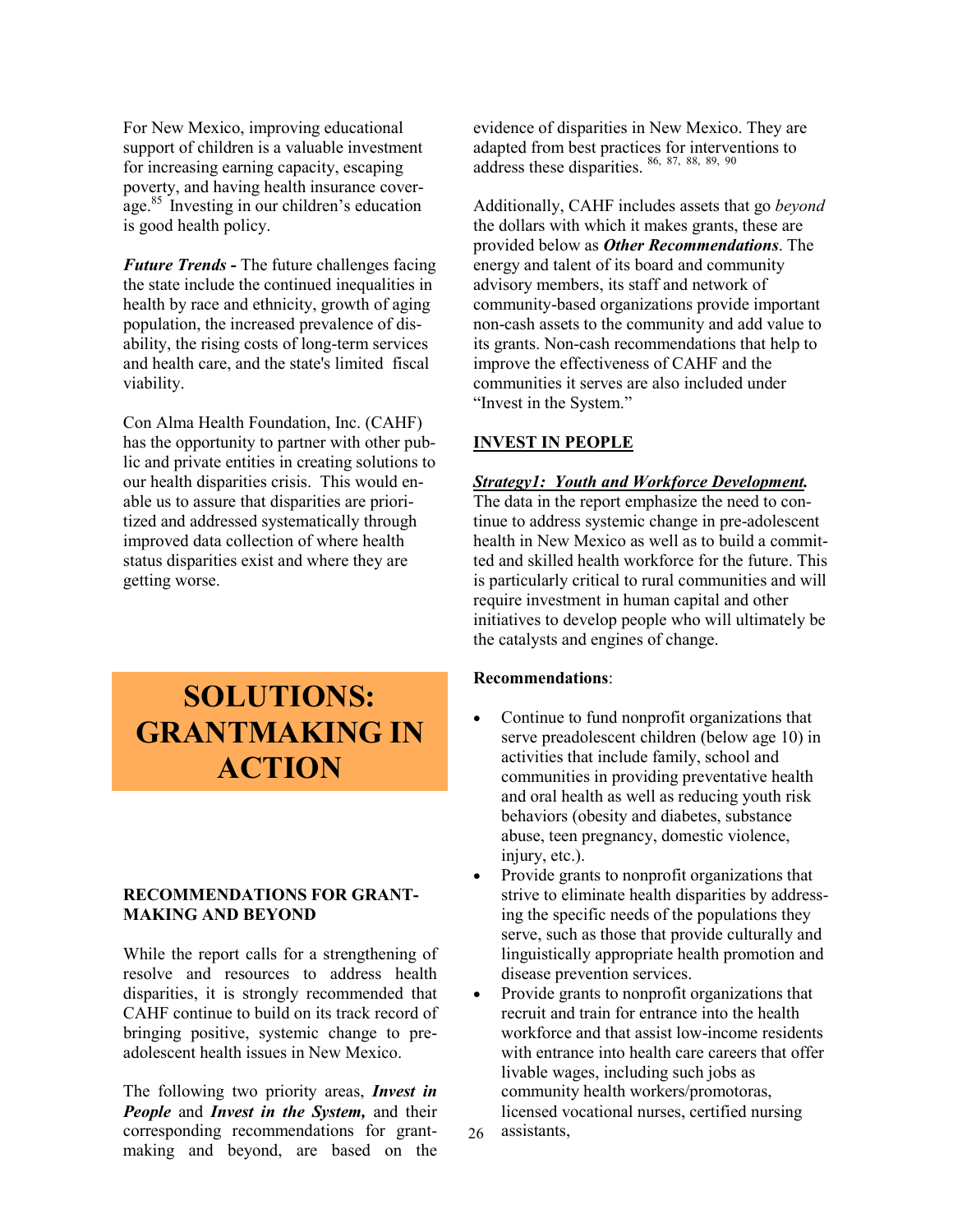For New Mexico, improving educational support of children is a valuable investment for increasing earning capacity, escaping poverty, and having health insurance coverage.[85] Investing in our children's education is good health policy.

***Future Trends -*** The future challenges facing the state include the continued inequalities in health by race and ethnicity, growth of aging population, the increased prevalence of disability, the rising costs of long-term services and health care, and the state's limited fiscal viability.

Con Alma Health Foundation, Inc. (CAHF) has the opportunity to partner with other public and private entities in creating solutions to our health disparities crisis. This would enable us to assure that disparities are prioritized and addressed systematically through improved data collection of where health status disparities exist and where they are getting worse.

# SOLUTIONS: GRANTMAKING IN ACTION

### RECOMMENDATIONS FOR GRANT-MAKING AND BEYOND

While the report calls for a strengthening of resolve and resources to address health disparities, it is strongly recommended that CAHF continue to build on its track record of bringing positive, systemic change to pre-adolescent health issues in New Mexico.

The following two priority areas, ***Invest in People*** and ***Invest in the System,*** and their corresponding recommendations for grant-making and beyond, are based on the evidence of disparities in New Mexico. They are adapted from best practices for interventions to address these disparities.[86, 87, 88, 89, 90]

Additionally, CAHF includes assets that go *beyond* the dollars with which it makes grants, these are provided below as ***Other Recommendations***. The energy and talent of its board and community advisory members, its staff and network of community-based organizations provide important non-cash assets to the community and add value to its grants. Non-cash recommendations that help to improve the effectiveness of CAHF and the communities it serves are also included under "Invest in the System."

### INVEST IN PEOPLE

***Strategy1: Youth and Workforce Development.***
The data in the report emphasize the need to continue to address systemic change in pre-adolescent health in New Mexico as well as to build a committed and skilled health workforce for the future. This is particularly critical to rural communities and will require investment in human capital and other initiatives to develop people who will ultimately be the catalysts and engines of change.

**Recommendations**:

- Continue to fund nonprofit organizations that serve preadolescent children (below age 10) in activities that include family, school and communities in providing preventative health and oral health as well as reducing youth risk behaviors (obesity and diabetes, substance abuse, teen pregnancy, domestic violence, injury, etc.).
- Provide grants to nonprofit organizations that strive to eliminate health disparities by addressing the specific needs of the populations they serve, such as those that provide culturally and linguistically appropriate health promotion and disease prevention services.
- Provide grants to nonprofit organizations that recruit and train for entrance into the health workforce and that assist low-income residents with entrance into health care careers that offer livable wages, including such jobs as community health workers/promotoras, licensed vocational nurses, certified nursing assistants,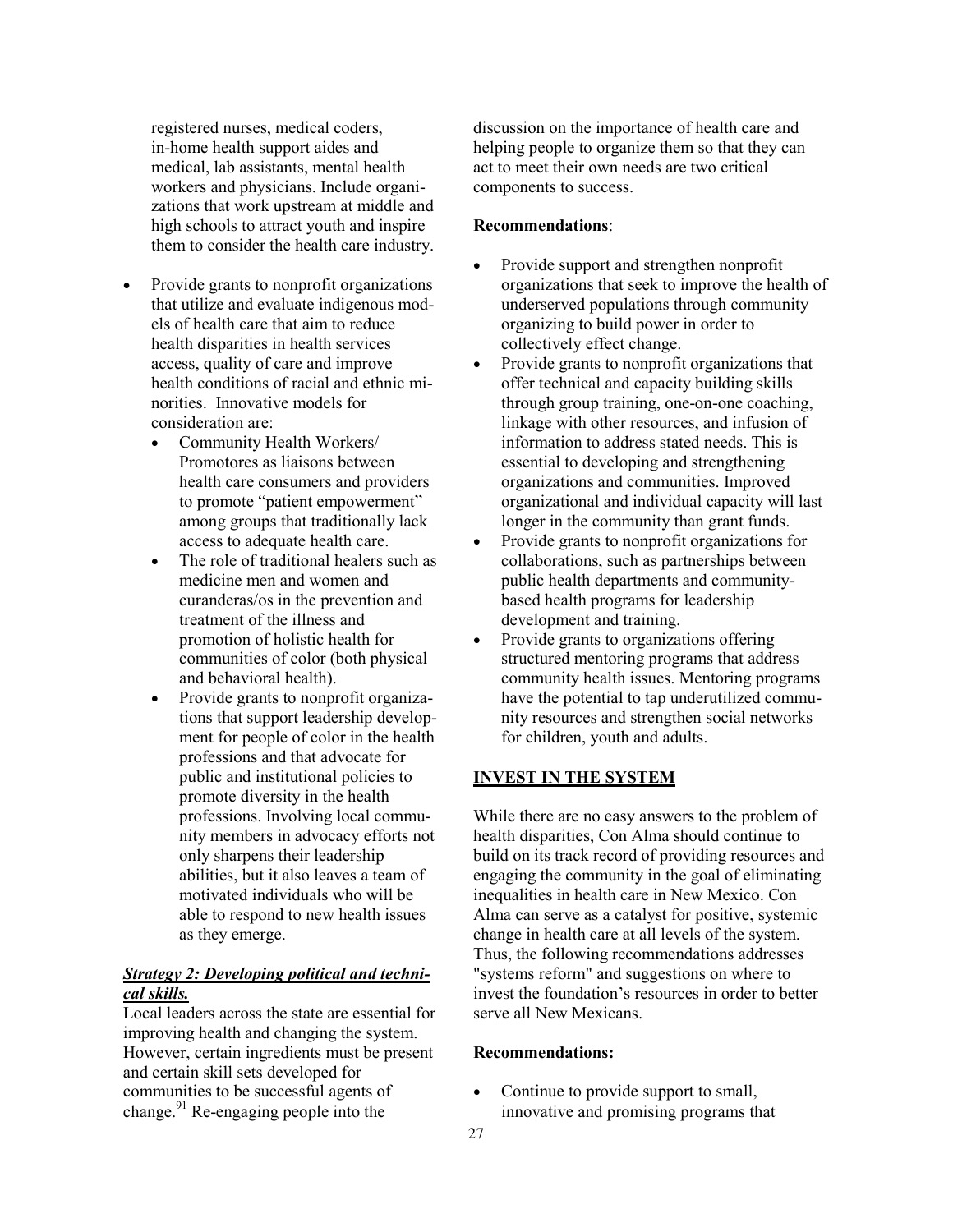registered nurses, medical coders, in-home health support aides and medical, lab assistants, mental health workers and physicians. Include organizations that work upstream at middle and high schools to attract youth and inspire them to consider the health care industry.

- Provide grants to nonprofit organizations that utilize and evaluate indigenous models of health care that aim to reduce health disparities in health services access, quality of care and improve health conditions of racial and ethnic minorities. Innovative models for consideration are:
    - Community Health Workers/ Promotores as liaisons between health care consumers and providers to promote "patient empowerment" among groups that traditionally lack access to adequate health care.
    - The role of traditional healers such as medicine men and women and curanderas/os in the prevention and treatment of the illness and promotion of holistic health for communities of color (both physical and behavioral health).
    - Provide grants to nonprofit organizations that support leadership development for people of color in the health professions and that advocate for public and institutional policies to promote diversity in the health professions. Involving local community members in advocacy efforts not only sharpens their leadership abilities, but it also leaves a team of motivated individuals who will be able to respond to new health issues as they emerge.

***Strategy 2: Developing political and technical skills.***

Local leaders across the state are essential for improving health and changing the system. However, certain ingredients must be present and certain skill sets developed for communities to be successful agents of change.[91] Re-engaging people into the discussion on the importance of health care and helping people to organize them so that they can act to meet their own needs are two critical components to success.

**Recommendations**:

- Provide support and strengthen nonprofit organizations that seek to improve the health of underserved populations through community organizing to build power in order to collectively effect change.
- Provide grants to nonprofit organizations that offer technical and capacity building skills through group training, one-on-one coaching, linkage with other resources, and infusion of information to address stated needs. This is essential to developing and strengthening organizations and communities. Improved organizational and individual capacity will last longer in the community than grant funds.
- Provide grants to nonprofit organizations for collaborations, such as partnerships between public health departments and community-based health programs for leadership development and training.
- Provide grants to organizations offering structured mentoring programs that address community health issues. Mentoring programs have the potential to tap underutilized community resources and strengthen social networks for children, youth and adults.

## INVEST IN THE SYSTEM

While there are no easy answers to the problem of health disparities, Con Alma should continue to build on its track record of providing resources and engaging the community in the goal of eliminating inequalities in health care in New Mexico. Con Alma can serve as a catalyst for positive, systemic change in health care at all levels of the system. Thus, the following recommendations addresses "systems reform" and suggestions on where to invest the foundation's resources in order to better serve all New Mexicans.

**Recommendations:**

- Continue to provide support to small, innovative and promising programs that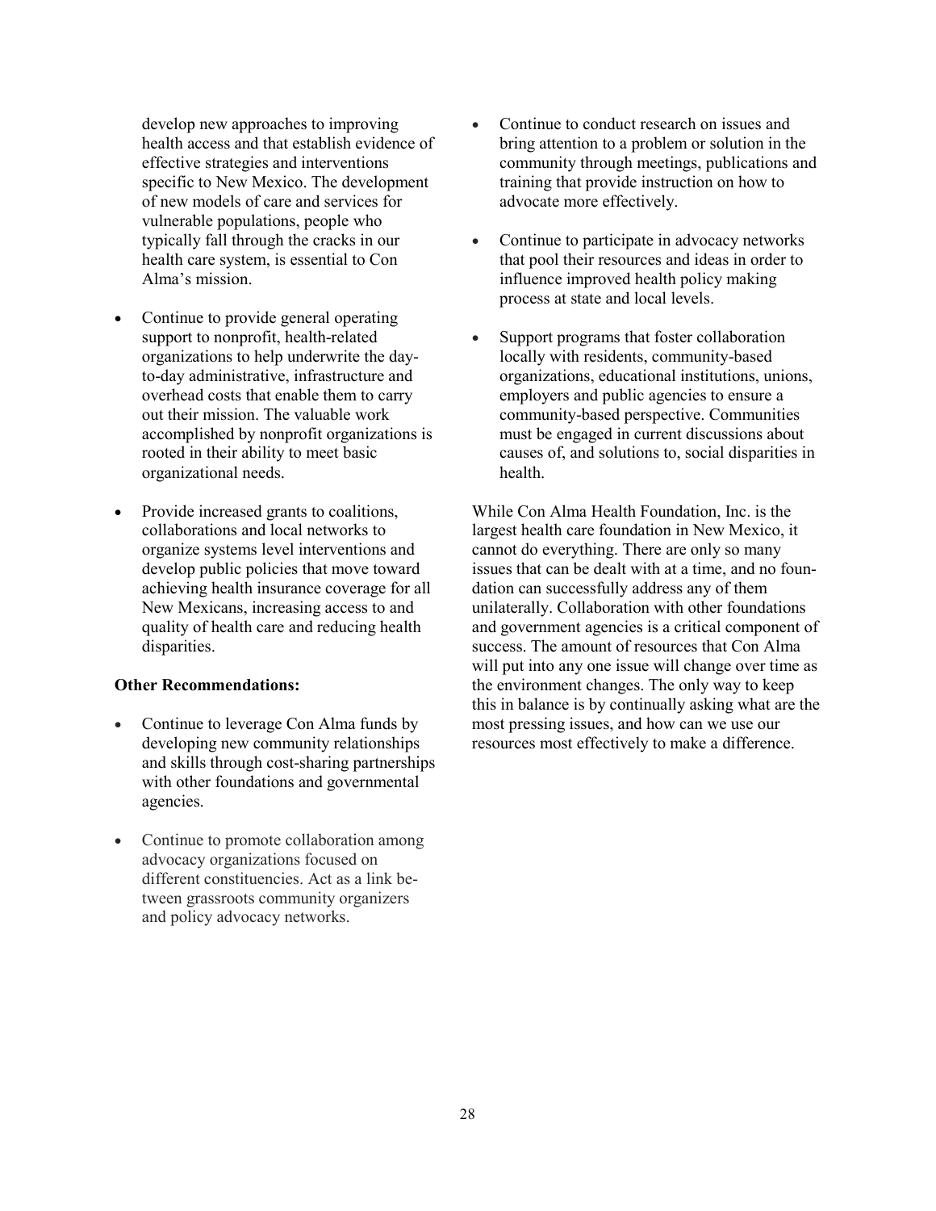develop new approaches to improving health access and that establish evidence of effective strategies and interventions specific to New Mexico. The development of new models of care and services for vulnerable populations, people who typically fall through the cracks in our health care system, is essential to Con Alma's mission.

- Continue to provide general operating support to nonprofit, health-related organizations to help underwrite the day-to-day administrative, infrastructure and overhead costs that enable them to carry out their mission. The valuable work accomplished by nonprofit organizations is rooted in their ability to meet basic organizational needs.

- Provide increased grants to coalitions, collaborations and local networks to organize systems level interventions and develop public policies that move toward achieving health insurance coverage for all New Mexicans, increasing access to and quality of health care and reducing health disparities.

**Other Recommendations:**

- Continue to leverage Con Alma funds by developing new community relationships and skills through cost-sharing partnerships with other foundations and governmental agencies.

- Continue to promote collaboration among advocacy organizations focused on different constituencies. Act as a link between grassroots community organizers and policy advocacy networks.

- Continue to conduct research on issues and bring attention to a problem or solution in the community through meetings, publications and training that provide instruction on how to advocate more effectively.

- Continue to participate in advocacy networks that pool their resources and ideas in order to influence improved health policy making process at state and local levels.

- Support programs that foster collaboration locally with residents, community-based organizations, educational institutions, unions, employers and public agencies to ensure a community-based perspective. Communities must be engaged in current discussions about causes of, and solutions to, social disparities in health.

While Con Alma Health Foundation, Inc. is the largest health care foundation in New Mexico, it cannot do everything. There are only so many issues that can be dealt with at a time, and no foundation can successfully address any of them unilaterally. Collaboration with other foundations and government agencies is a critical component of success. The amount of resources that Con Alma will put into any one issue will change over time as the environment changes. The only way to keep this in balance is by continually asking what are the most pressing issues, and how can we use our resources most effectively to make a difference.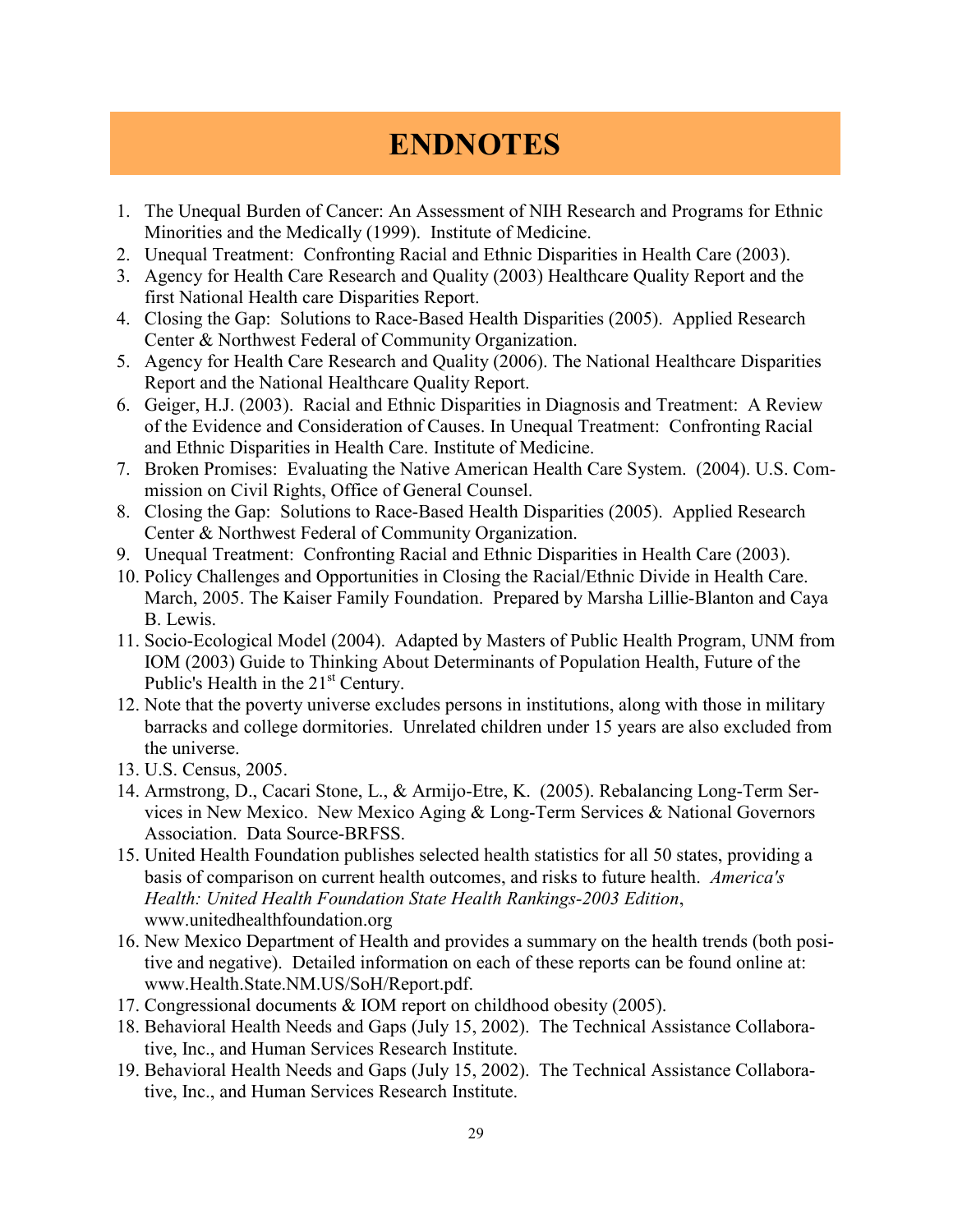# ENDNOTES

1. The Unequal Burden of Cancer: An Assessment of NIH Research and Programs for Ethnic Minorities and the Medically (1999). Institute of Medicine.
2. Unequal Treatment: Confronting Racial and Ethnic Disparities in Health Care (2003).
3. Agency for Health Care Research and Quality (2003) Healthcare Quality Report and the first National Health care Disparities Report.
4. Closing the Gap: Solutions to Race-Based Health Disparities (2005). Applied Research Center & Northwest Federal of Community Organization.
5. Agency for Health Care Research and Quality (2006). The National Healthcare Disparities Report and the National Healthcare Quality Report.
6. Geiger, H.J. (2003). Racial and Ethnic Disparities in Diagnosis and Treatment: A Review of the Evidence and Consideration of Causes. In Unequal Treatment: Confronting Racial and Ethnic Disparities in Health Care. Institute of Medicine.
7. Broken Promises: Evaluating the Native American Health Care System. (2004). U.S. Commission on Civil Rights, Office of General Counsel.
8. Closing the Gap: Solutions to Race-Based Health Disparities (2005). Applied Research Center & Northwest Federal of Community Organization.
9. Unequal Treatment: Confronting Racial and Ethnic Disparities in Health Care (2003).
10. Policy Challenges and Opportunities in Closing the Racial/Ethnic Divide in Health Care. March, 2005. The Kaiser Family Foundation. Prepared by Marsha Lillie-Blanton and Caya B. Lewis.
11. Socio-Ecological Model (2004). Adapted by Masters of Public Health Program, UNM from IOM (2003) Guide to Thinking About Determinants of Population Health, Future of the Public's Health in the 21st Century.
12. Note that the poverty universe excludes persons in institutions, along with those in military barracks and college dormitories. Unrelated children under 15 years are also excluded from the universe.
13. U.S. Census, 2005.
14. Armstrong, D., Cacari Stone, L., & Armijo-Etre, K. (2005). Rebalancing Long-Term Services in New Mexico. New Mexico Aging & Long-Term Services & National Governors Association. Data Source-BRFSS.
15. United Health Foundation publishes selected health statistics for all 50 states, providing a basis of comparison on current health outcomes, and risks to future health. *America's Health: United Health Foundation State Health Rankings-2003 Edition*, www.unitedhealthfoundation.org
16. New Mexico Department of Health and provides a summary on the health trends (both positive and negative). Detailed information on each of these reports can be found online at: www.Health.State.NM.US/SoH/Report.pdf.
17. Congressional documents & IOM report on childhood obesity (2005).
18. Behavioral Health Needs and Gaps (July 15, 2002). The Technical Assistance Collaborative, Inc., and Human Services Research Institute.
19. Behavioral Health Needs and Gaps (July 15, 2002). The Technical Assistance Collaborative, Inc., and Human Services Research Institute.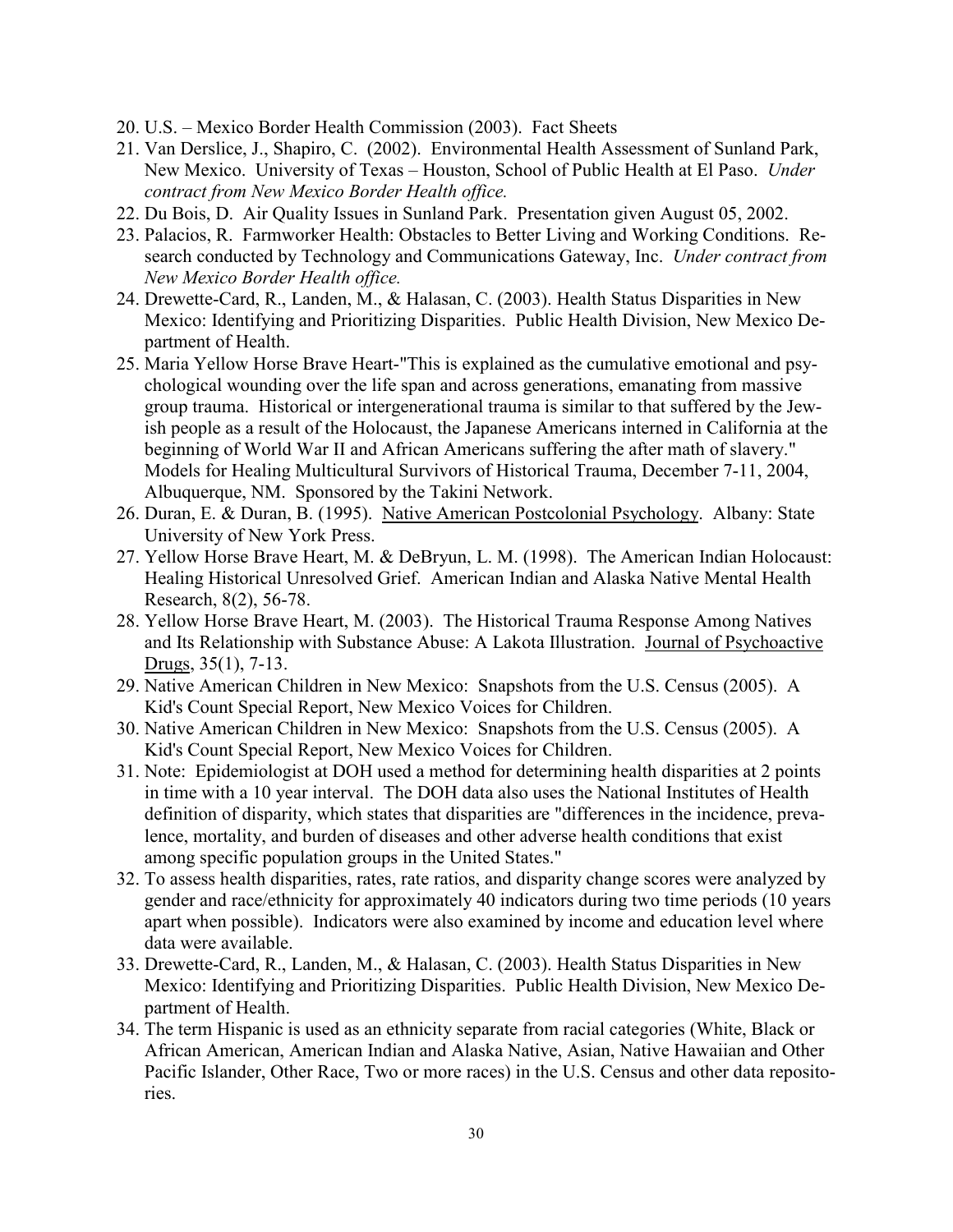20. U.S. – Mexico Border Health Commission (2003). Fact Sheets
21. Van Derslice, J., Shapiro, C. (2002). Environmental Health Assessment of Sunland Park, New Mexico. University of Texas – Houston, School of Public Health at El Paso. *Under contract from New Mexico Border Health office.*
22. Du Bois, D. Air Quality Issues in Sunland Park. Presentation given August 05, 2002.
23. Palacios, R. Farmworker Health: Obstacles to Better Living and Working Conditions. Research conducted by Technology and Communications Gateway, Inc. *Under contract from New Mexico Border Health office.*
24. Drewette-Card, R., Landen, M., & Halasan, C. (2003). Health Status Disparities in New Mexico: Identifying and Prioritizing Disparities. Public Health Division, New Mexico Department of Health.
25. Maria Yellow Horse Brave Heart-"This is explained as the cumulative emotional and psychological wounding over the life span and across generations, emanating from massive group trauma. Historical or intergenerational trauma is similar to that suffered by the Jewish people as a result of the Holocaust, the Japanese Americans interned in California at the beginning of World War II and African Americans suffering the after math of slavery." Models for Healing Multicultural Survivors of Historical Trauma, December 7-11, 2004, Albuquerque, NM. Sponsored by the Takini Network.
26. Duran, E. & Duran, B. (1995). Native American Postcolonial Psychology. Albany: State University of New York Press.
27. Yellow Horse Brave Heart, M. & DeBryun, L. M. (1998). The American Indian Holocaust: Healing Historical Unresolved Grief. American Indian and Alaska Native Mental Health Research, 8(2), 56-78.
28. Yellow Horse Brave Heart, M. (2003). The Historical Trauma Response Among Natives and Its Relationship with Substance Abuse: A Lakota Illustration. Journal of Psychoactive Drugs, 35(1), 7-13.
29. Native American Children in New Mexico: Snapshots from the U.S. Census (2005). A Kid's Count Special Report, New Mexico Voices for Children.
30. Native American Children in New Mexico: Snapshots from the U.S. Census (2005). A Kid's Count Special Report, New Mexico Voices for Children.
31. Note: Epidemiologist at DOH used a method for determining health disparities at 2 points in time with a 10 year interval. The DOH data also uses the National Institutes of Health definition of disparity, which states that disparities are "differences in the incidence, prevalence, mortality, and burden of diseases and other adverse health conditions that exist among specific population groups in the United States."
32. To assess health disparities, rates, rate ratios, and disparity change scores were analyzed by gender and race/ethnicity for approximately 40 indicators during two time periods (10 years apart when possible). Indicators were also examined by income and education level where data were available.
33. Drewette-Card, R., Landen, M., & Halasan, C. (2003). Health Status Disparities in New Mexico: Identifying and Prioritizing Disparities. Public Health Division, New Mexico Department of Health.
34. The term Hispanic is used as an ethnicity separate from racial categories (White, Black or African American, American Indian and Alaska Native, Asian, Native Hawaiian and Other Pacific Islander, Other Race, Two or more races) in the U.S. Census and other data repositories.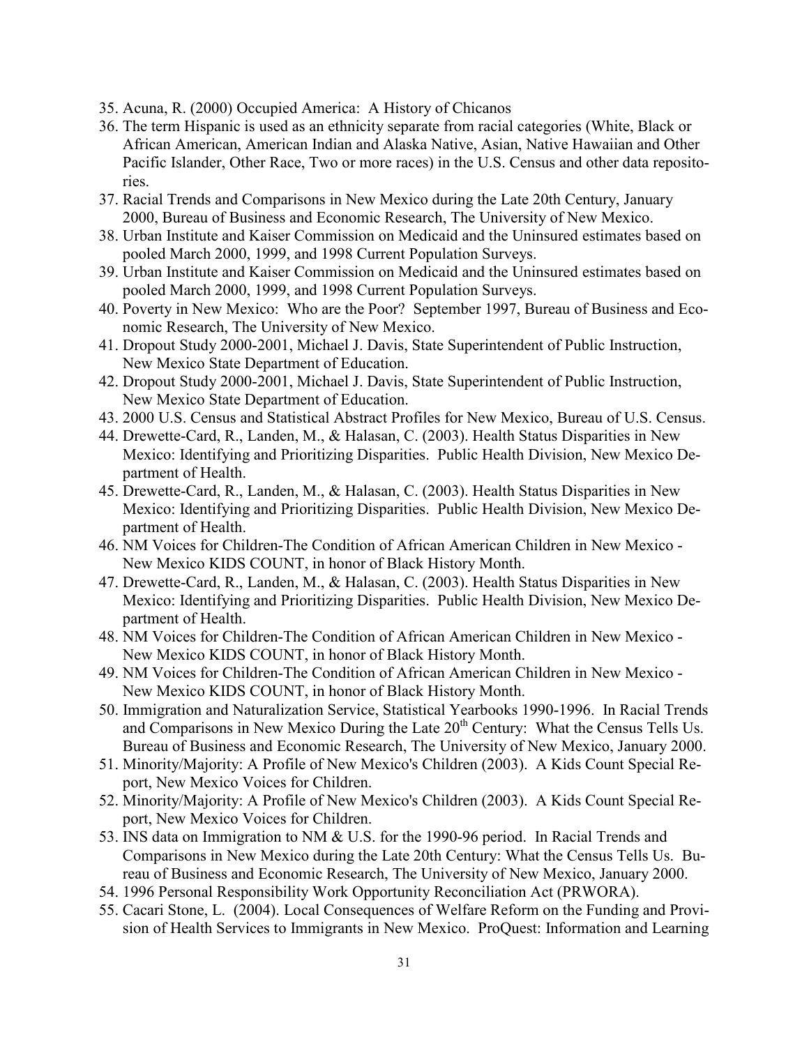35. Acuna, R. (2000) Occupied America: A History of Chicanos
36. The term Hispanic is used as an ethnicity separate from racial categories (White, Black or African American, American Indian and Alaska Native, Asian, Native Hawaiian and Other Pacific Islander, Other Race, Two or more races) in the U.S. Census and other data repositories.
37. Racial Trends and Comparisons in New Mexico during the Late 20th Century, January 2000, Bureau of Business and Economic Research, The University of New Mexico.
38. Urban Institute and Kaiser Commission on Medicaid and the Uninsured estimates based on pooled March 2000, 1999, and 1998 Current Population Surveys.
39. Urban Institute and Kaiser Commission on Medicaid and the Uninsured estimates based on pooled March 2000, 1999, and 1998 Current Population Surveys.
40. Poverty in New Mexico: Who are the Poor? September 1997, Bureau of Business and Economic Research, The University of New Mexico.
41. Dropout Study 2000-2001, Michael J. Davis, State Superintendent of Public Instruction, New Mexico State Department of Education.
42. Dropout Study 2000-2001, Michael J. Davis, State Superintendent of Public Instruction, New Mexico State Department of Education.
43. 2000 U.S. Census and Statistical Abstract Profiles for New Mexico, Bureau of U.S. Census.
44. Drewette-Card, R., Landen, M., & Halasan, C. (2003). Health Status Disparities in New Mexico: Identifying and Prioritizing Disparities. Public Health Division, New Mexico Department of Health.
45. Drewette-Card, R., Landen, M., & Halasan, C. (2003). Health Status Disparities in New Mexico: Identifying and Prioritizing Disparities. Public Health Division, New Mexico Department of Health.
46. NM Voices for Children-The Condition of African American Children in New Mexico - New Mexico KIDS COUNT, in honor of Black History Month.
47. Drewette-Card, R., Landen, M., & Halasan, C. (2003). Health Status Disparities in New Mexico: Identifying and Prioritizing Disparities. Public Health Division, New Mexico Department of Health.
48. NM Voices for Children-The Condition of African American Children in New Mexico - New Mexico KIDS COUNT, in honor of Black History Month.
49. NM Voices for Children-The Condition of African American Children in New Mexico - New Mexico KIDS COUNT, in honor of Black History Month.
50. Immigration and Naturalization Service, Statistical Yearbooks 1990-1996. In Racial Trends and Comparisons in New Mexico During the Late 20th Century: What the Census Tells Us. Bureau of Business and Economic Research, The University of New Mexico, January 2000.
51. Minority/Majority: A Profile of New Mexico's Children (2003). A Kids Count Special Report, New Mexico Voices for Children.
52. Minority/Majority: A Profile of New Mexico's Children (2003). A Kids Count Special Report, New Mexico Voices for Children.
53. INS data on Immigration to NM & U.S. for the 1990-96 period. In Racial Trends and Comparisons in New Mexico during the Late 20th Century: What the Census Tells Us. Bureau of Business and Economic Research, The University of New Mexico, January 2000.
54. 1996 Personal Responsibility Work Opportunity Reconciliation Act (PRWORA).
55. Cacari Stone, L. (2004). Local Consequences of Welfare Reform on the Funding and Provision of Health Services to Immigrants in New Mexico. ProQuest: Information and Learning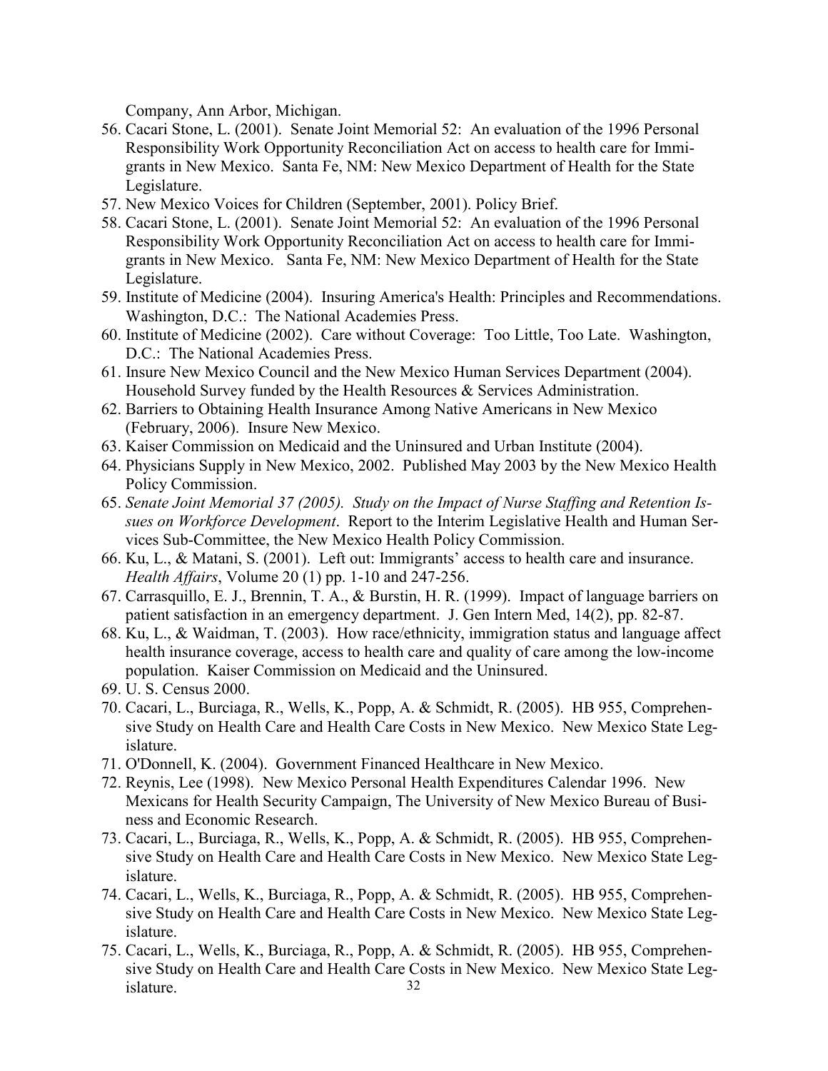Company, Ann Arbor, Michigan.

56. Cacari Stone, L. (2001). Senate Joint Memorial 52: An evaluation of the 1996 Personal Responsibility Work Opportunity Reconciliation Act on access to health care for Immigrants in New Mexico. Santa Fe, NM: New Mexico Department of Health for the State Legislature.
57. New Mexico Voices for Children (September, 2001). Policy Brief.
58. Cacari Stone, L. (2001). Senate Joint Memorial 52: An evaluation of the 1996 Personal Responsibility Work Opportunity Reconciliation Act on access to health care for Immigrants in New Mexico. Santa Fe, NM: New Mexico Department of Health for the State Legislature.
59. Institute of Medicine (2004). Insuring America's Health: Principles and Recommendations. Washington, D.C.: The National Academies Press.
60. Institute of Medicine (2002). Care without Coverage: Too Little, Too Late. Washington, D.C.: The National Academies Press.
61. Insure New Mexico Council and the New Mexico Human Services Department (2004). Household Survey funded by the Health Resources & Services Administration.
62. Barriers to Obtaining Health Insurance Among Native Americans in New Mexico (February, 2006). Insure New Mexico.
63. Kaiser Commission on Medicaid and the Uninsured and Urban Institute (2004).
64. Physicians Supply in New Mexico, 2002. Published May 2003 by the New Mexico Health Policy Commission.
65. *Senate Joint Memorial 37 (2005). Study on the Impact of Nurse Staffing and Retention Issues on Workforce Development*. Report to the Interim Legislative Health and Human Services Sub-Committee, the New Mexico Health Policy Commission.
66. Ku, L., & Matani, S. (2001). Left out: Immigrants' access to health care and insurance. *Health Affairs*, Volume 20 (1) pp. 1-10 and 247-256.
67. Carrasquillo, E. J., Brennin, T. A., & Burstin, H. R. (1999). Impact of language barriers on patient satisfaction in an emergency department. J. Gen Intern Med, 14(2), pp. 82-87.
68. Ku, L., & Waidman, T. (2003). How race/ethnicity, immigration status and language affect health insurance coverage, access to health care and quality of care among the low-income population. Kaiser Commission on Medicaid and the Uninsured.
69. U. S. Census 2000.
70. Cacari, L., Burciaga, R., Wells, K., Popp, A. & Schmidt, R. (2005). HB 955, Comprehensive Study on Health Care and Health Care Costs in New Mexico. New Mexico State Legislature.
71. O'Donnell, K. (2004). Government Financed Healthcare in New Mexico.
72. Reynis, Lee (1998). New Mexico Personal Health Expenditures Calendar 1996. New Mexicans for Health Security Campaign, The University of New Mexico Bureau of Business and Economic Research.
73. Cacari, L., Burciaga, R., Wells, K., Popp, A. & Schmidt, R. (2005). HB 955, Comprehensive Study on Health Care and Health Care Costs in New Mexico. New Mexico State Legislature.
74. Cacari, L., Wells, K., Burciaga, R., Popp, A. & Schmidt, R. (2005). HB 955, Comprehensive Study on Health Care and Health Care Costs in New Mexico. New Mexico State Legislature.
75. Cacari, L., Wells, K., Burciaga, R., Popp, A. & Schmidt, R. (2005). HB 955, Comprehensive Study on Health Care and Health Care Costs in New Mexico. New Mexico State Legislature.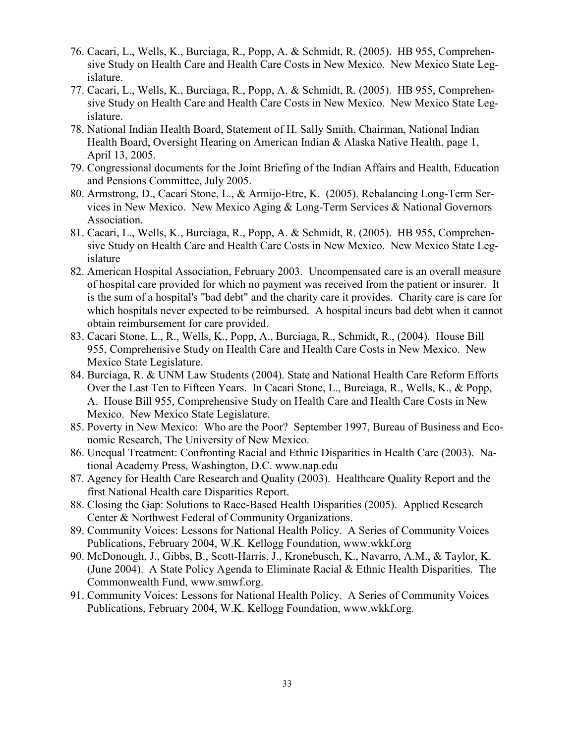76. Cacari, L., Wells, K., Burciaga, R., Popp, A. & Schmidt, R. (2005). HB 955, Comprehensive Study on Health Care and Health Care Costs in New Mexico. New Mexico State Legislature.
77. Cacari, L., Wells, K., Burciaga, R., Popp, A. & Schmidt, R. (2005). HB 955, Comprehensive Study on Health Care and Health Care Costs in New Mexico. New Mexico State Legislature.
78. National Indian Health Board, Statement of H. Sally Smith, Chairman, National Indian Health Board, Oversight Hearing on American Indian & Alaska Native Health, page 1, April 13, 2005.
79. Congressional documents for the Joint Briefing of the Indian Affairs and Health, Education and Pensions Committee, July 2005.
80. Armstrong, D., Cacari Stone, L., & Armijo-Etre, K. (2005). Rebalancing Long-Term Services in New Mexico. New Mexico Aging & Long-Term Services & National Governors Association.
81. Cacari, L., Wells, K., Burciaga, R., Popp, A. & Schmidt, R. (2005). HB 955, Comprehensive Study on Health Care and Health Care Costs in New Mexico. New Mexico State Legislature
82. American Hospital Association, February 2003. Uncompensated care is an overall measure of hospital care provided for which no payment was received from the patient or insurer. It is the sum of a hospital's "bad debt" and the charity care it provides. Charity care is care for which hospitals never expected to be reimbursed. A hospital incurs bad debt when it cannot obtain reimbursement for care provided.
83. Cacari Stone, L., R., Wells, K., Popp, A., Burciaga, R., Schmidt, R., (2004). House Bill 955, Comprehensive Study on Health Care and Health Care Costs in New Mexico. New Mexico State Legislature.
84. Burciaga, R. & UNM Law Students (2004). State and National Health Care Reform Efforts Over the Last Ten to Fifteen Years. In Cacari Stone, L., Burciaga, R., Wells, K., & Popp, A. House Bill 955, Comprehensive Study on Health Care and Health Care Costs in New Mexico. New Mexico State Legislature.
85. Poverty in New Mexico: Who are the Poor? September 1997, Bureau of Business and Economic Research, The University of New Mexico.
86. Unequal Treatment: Confronting Racial and Ethnic Disparities in Health Care (2003). National Academy Press, Washington, D.C. www.nap.edu
87. Agency for Health Care Research and Quality (2003). Healthcare Quality Report and the first National Health care Disparities Report.
88. Closing the Gap: Solutions to Race-Based Health Disparities (2005). Applied Research Center & Northwest Federal of Community Organizations.
89. Community Voices: Lessons for National Health Policy. A Series of Community Voices Publications, February 2004, W.K. Kellogg Foundation, www.wkkf.org
90. McDonough, J., Gibbs, B., Scott-Harris, J., Kronebusch, K., Navarro, A.M., & Taylor, K. (June 2004). A State Policy Agenda to Eliminate Racial & Ethnic Health Disparities. The Commonwealth Fund, www.smwf.org.
91. Community Voices: Lessons for National Health Policy. A Series of Community Voices Publications, February 2004, W.K. Kellogg Foundation, www.wkkf.org.